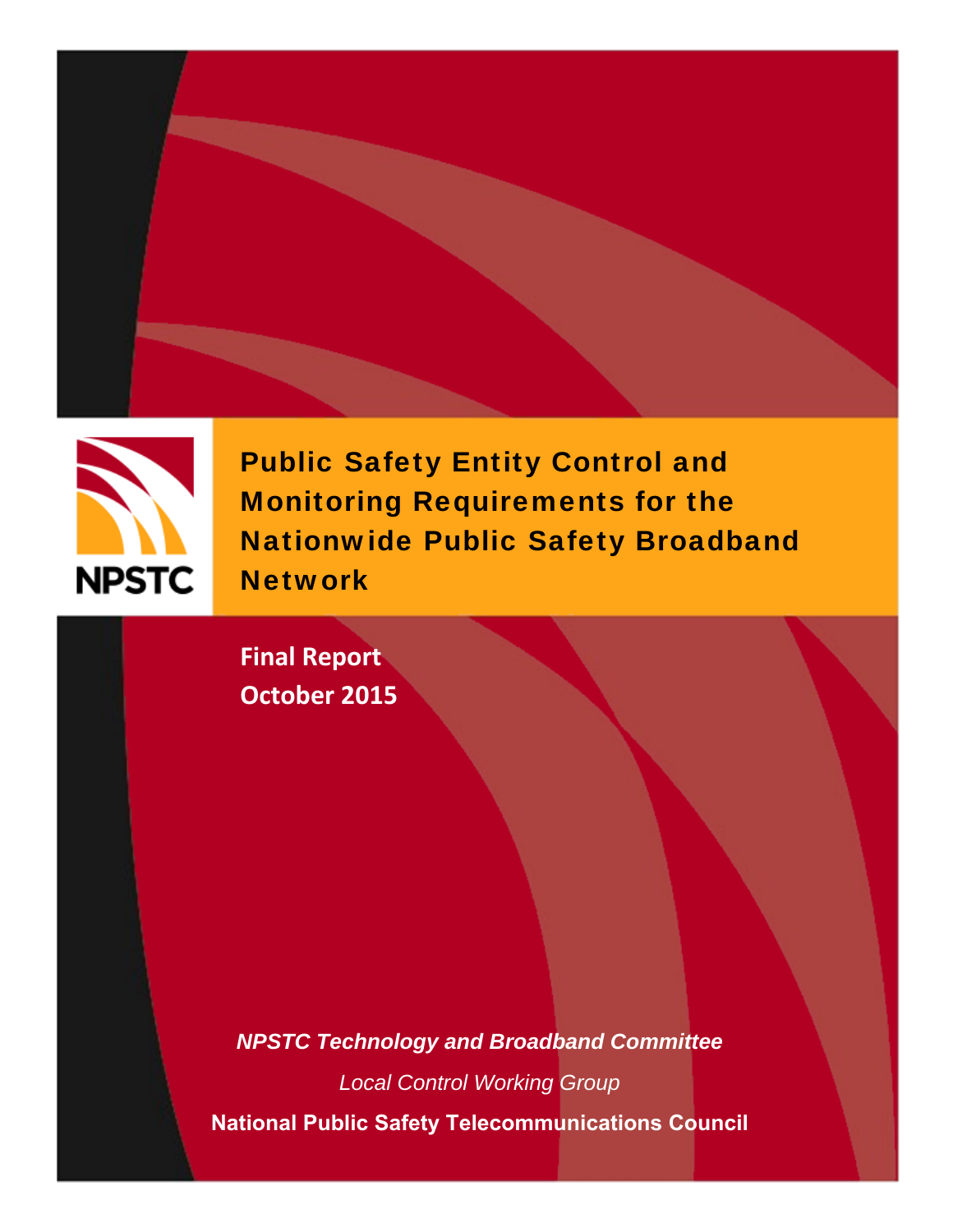# Public Safety Entity Control and Monitoring Requirements for the Nationwide Public Safety Broadband Network

**Final Report**
**October 2015**

***NPSTC Technology and Broadband Committee***

*Local Control Working Group*

**National Public Safety Telecommunications Council**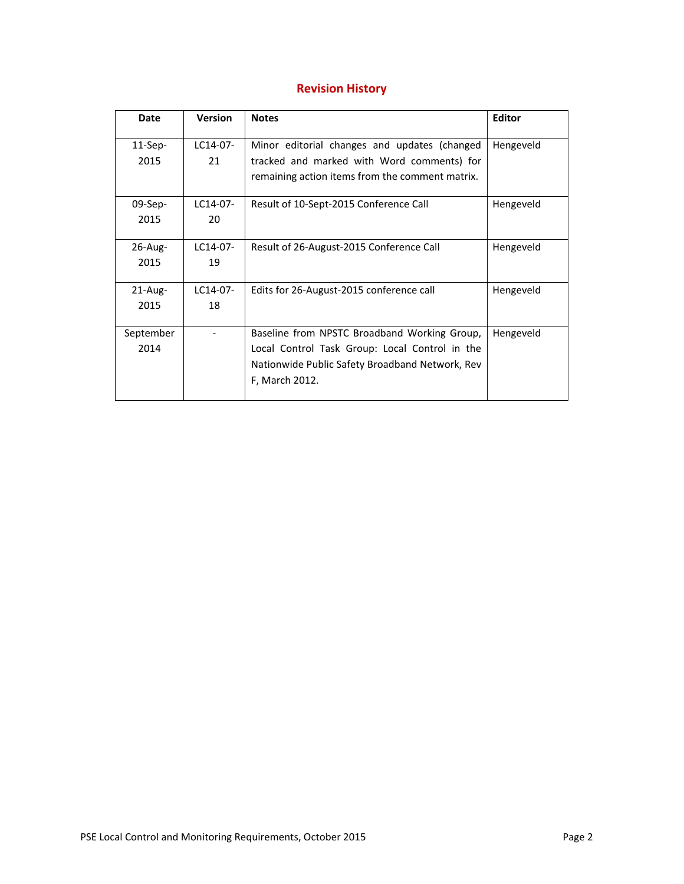## Revision History

| Date | Version | Notes | Editor |
| --- | --- | --- | --- |
| 11-Sep-2015 | LC14-07-21 | Minor editorial changes and updates (changed tracked and marked with Word comments) for remaining action items from the comment matrix. | Hengeveld |
| 09-Sep-2015 | LC14-07-20 | Result of 10-Sept-2015 Conference Call | Hengeveld |
| 26-Aug-2015 | LC14-07-19 | Result of 26-August-2015 Conference Call | Hengeveld |
| 21-Aug-2015 | LC14-07-18 | Edits for 26-August-2015 conference call | Hengeveld |
| September 2014 | - | Baseline from NPSTC Broadband Working Group, Local Control Task Group: Local Control in the Nationwide Public Safety Broadband Network, Rev F, March 2012. | Hengeveld |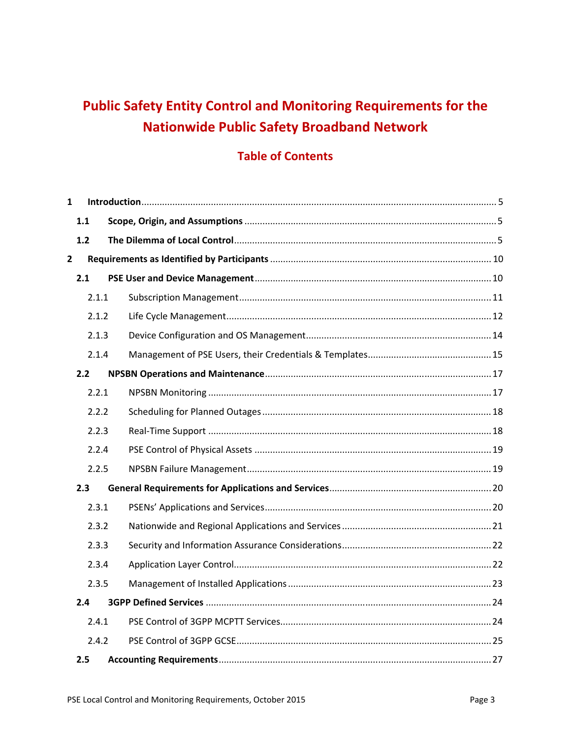# Public Safety Entity Control and Monitoring Requirements for the Nationwide Public Safety Broadband Network

## Table of Contents

1 Introduction ........ 5

- 1.1 Scope, Origin, and Assumptions ........ 5
- 1.2 The Dilemma of Local Control ........ 5

2 Requirements as Identified by Participants ........ 10

- 2.1 PSE User and Device Management ........ 10
  - 2.1.1 Subscription Management ........ 11
  - 2.1.2 Life Cycle Management ........ 12
  - 2.1.3 Device Configuration and OS Management ........ 14
  - 2.1.4 Management of PSE Users, their Credentials & Templates ........ 15
- 2.2 NPSBN Operations and Maintenance ........ 17
  - 2.2.1 NPSBN Monitoring ........ 17
  - 2.2.2 Scheduling for Planned Outages ........ 18
  - 2.2.3 Real-Time Support ........ 18
  - 2.2.4 PSE Control of Physical Assets ........ 19
  - 2.2.5 NPSBN Failure Management ........ 19
- 2.3 General Requirements for Applications and Services ........ 20
  - 2.3.1 PSENs' Applications and Services ........ 20
  - 2.3.2 Nationwide and Regional Applications and Services ........ 21
  - 2.3.3 Security and Information Assurance Considerations ........ 22
  - 2.3.4 Application Layer Control ........ 22
  - 2.3.5 Management of Installed Applications ........ 23
- 2.4 3GPP Defined Services ........ 24
  - 2.4.1 PSE Control of 3GPP MCPTT Services ........ 24
  - 2.4.2 PSE Control of 3GPP GCSE ........ 25
- 2.5 Accounting Requirements ........ 27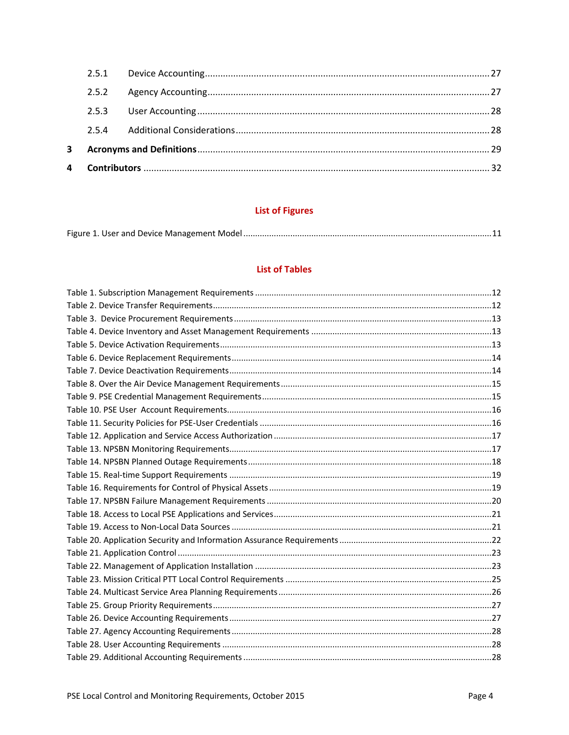2.5.1 Device Accounting ........................................................................................................ 27

2.5.2 Agency Accounting ....................................................................................................... 27

2.5.3 User Accounting ........................................................................................................... 28

2.5.4 Additional Considerations ............................................................................................ 28

**3 Acronyms and Definitions** ................................................................................................... 29

**4 Contributors** ........................................................................................................................ 32

## List of Figures

Figure 1. User and Device Management Model ................................................................................ 11

## List of Tables

Table 1. Subscription Management Requirements .............................................................................12
Table 2. Device Transfer Requirements .............................................................................................12
Table 3. Device Procurement Requirements ......................................................................................13
Table 4. Device Inventory and Asset Management Requirements .....................................................13
Table 5. Device Activation Requirements ...........................................................................................13
Table 6. Device Replacement Requirements ......................................................................................14
Table 7. Device Deactivation Requirements ........................................................................................14
Table 8. Over the Air Device Management Requirements .................................................................15
Table 9. PSE Credential Management Requirements .........................................................................15
Table 10. PSE User Account Requirements ........................................................................................16
Table 11. Security Policies for PSE-User Credentials .........................................................................16
Table 12. Application and Service Access Authorization ....................................................................17
Table 13. NPSBN Monitoring Requirements .......................................................................................17
Table 14. NPSBN Planned Outage Requirements ...............................................................................18
Table 15. Real-time Support Requirements ........................................................................................19
Table 16. Requirements for Control of Physical Assets ......................................................................19
Table 17. NPSBN Failure Management Requirements ........................................................................20
Table 18. Access to Local PSE Applications and Services ...................................................................21
Table 19. Access to Non-Local Data Sources .......................................................................................21
Table 20. Application Security and Information Assurance Requirements ........................................22
Table 21. Application Control .............................................................................................................23
Table 22. Management of Application Installation .............................................................................23
Table 23. Mission Critical PTT Local Control Requirements ................................................................25
Table 24. Multicast Service Area Planning Requirements ...................................................................26
Table 25. Group Priority Requirements ...............................................................................................27
Table 26. Device Accounting Requirements ........................................................................................27
Table 27. Agency Accounting Requirements .......................................................................................28
Table 28. User Accounting Requirements ...........................................................................................28
Table 29. Additional Accounting Requirements ..................................................................................28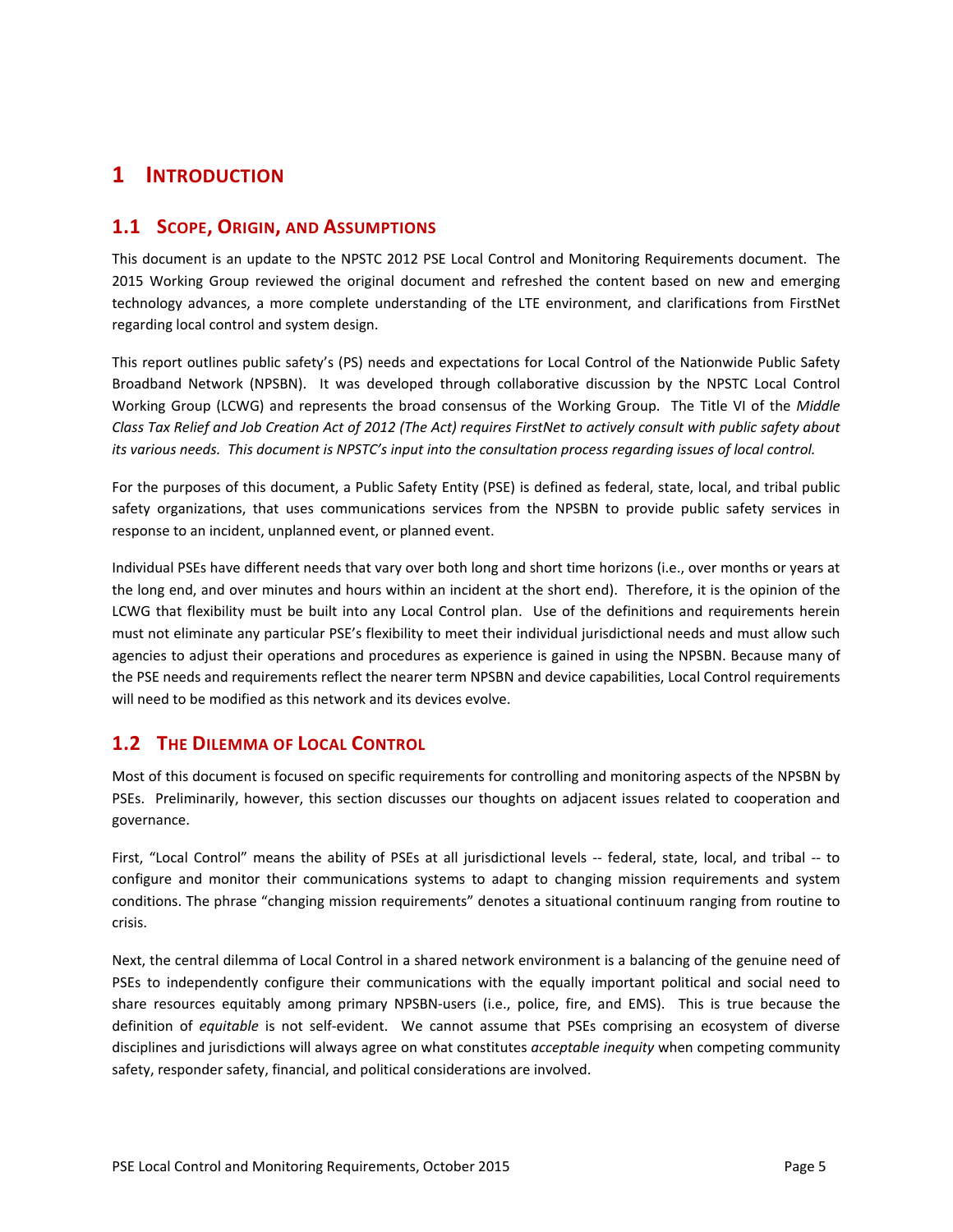# 1 INTRODUCTION

## 1.1 SCOPE, ORIGIN, AND ASSUMPTIONS

This document is an update to the NPSTC 2012 PSE Local Control and Monitoring Requirements document. The 2015 Working Group reviewed the original document and refreshed the content based on new and emerging technology advances, a more complete understanding of the LTE environment, and clarifications from FirstNet regarding local control and system design.

This report outlines public safety's (PS) needs and expectations for Local Control of the Nationwide Public Safety Broadband Network (NPSBN). It was developed through collaborative discussion by the NPSTC Local Control Working Group (LCWG) and represents the broad consensus of the Working Group. The Title VI of the *Middle Class Tax Relief and Job Creation Act of 2012 (The Act) requires FirstNet to actively consult with public safety about its various needs. This document is NPSTC's input into the consultation process regarding issues of local control.*

For the purposes of this document, a Public Safety Entity (PSE) is defined as federal, state, local, and tribal public safety organizations, that uses communications services from the NPSBN to provide public safety services in response to an incident, unplanned event, or planned event.

Individual PSEs have different needs that vary over both long and short time horizons (i.e., over months or years at the long end, and over minutes and hours within an incident at the short end). Therefore, it is the opinion of the LCWG that flexibility must be built into any Local Control plan. Use of the definitions and requirements herein must not eliminate any particular PSE's flexibility to meet their individual jurisdictional needs and must allow such agencies to adjust their operations and procedures as experience is gained in using the NPSBN. Because many of the PSE needs and requirements reflect the nearer term NPSBN and device capabilities, Local Control requirements will need to be modified as this network and its devices evolve.

## 1.2 THE DILEMMA OF LOCAL CONTROL

Most of this document is focused on specific requirements for controlling and monitoring aspects of the NPSBN by PSEs. Preliminarily, however, this section discusses our thoughts on adjacent issues related to cooperation and governance.

First, "Local Control" means the ability of PSEs at all jurisdictional levels -- federal, state, local, and tribal -- to configure and monitor their communications systems to adapt to changing mission requirements and system conditions. The phrase "changing mission requirements" denotes a situational continuum ranging from routine to crisis.

Next, the central dilemma of Local Control in a shared network environment is a balancing of the genuine need of PSEs to independently configure their communications with the equally important political and social need to share resources equitably among primary NPSBN-users (i.e., police, fire, and EMS). This is true because the definition of *equitable* is not self-evident. We cannot assume that PSEs comprising an ecosystem of diverse disciplines and jurisdictions will always agree on what constitutes *acceptable inequity* when competing community safety, responder safety, financial, and political considerations are involved.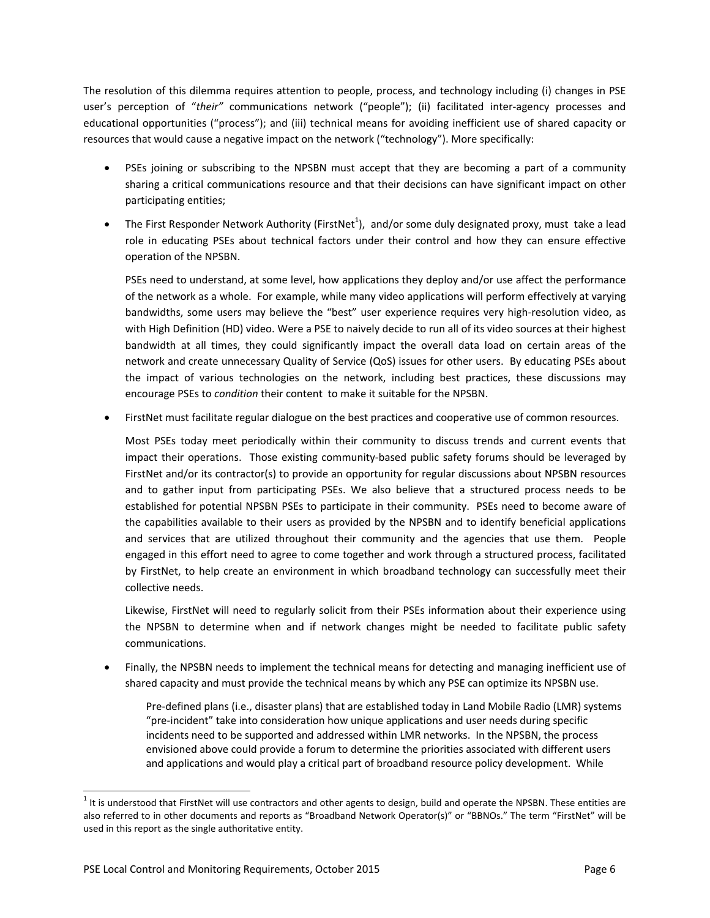The resolution of this dilemma requires attention to people, process, and technology including (i) changes in PSE user's perception of "*their"* communications network ("people"); (ii) facilitated inter-agency processes and educational opportunities ("process"); and (iii) technical means for avoiding inefficient use of shared capacity or resources that would cause a negative impact on the network ("technology"). More specifically:

- PSEs joining or subscribing to the NPSBN must accept that they are becoming a part of a community sharing a critical communications resource and that their decisions can have significant impact on other participating entities;
- The First Responder Network Authority (FirstNet[1]), and/or some duly designated proxy, must take a lead role in educating PSEs about technical factors under their control and how they can ensure effective operation of the NPSBN.

  PSEs need to understand, at some level, how applications they deploy and/or use affect the performance of the network as a whole. For example, while many video applications will perform effectively at varying bandwidths, some users may believe the "best" user experience requires very high-resolution video, as with High Definition (HD) video. Were a PSE to naively decide to run all of its video sources at their highest bandwidth at all times, they could significantly impact the overall data load on certain areas of the network and create unnecessary Quality of Service (QoS) issues for other users. By educating PSEs about the impact of various technologies on the network, including best practices, these discussions may encourage PSEs to *condition* their content to make it suitable for the NPSBN.
- FirstNet must facilitate regular dialogue on the best practices and cooperative use of common resources.

  Most PSEs today meet periodically within their community to discuss trends and current events that impact their operations. Those existing community-based public safety forums should be leveraged by FirstNet and/or its contractor(s) to provide an opportunity for regular discussions about NPSBN resources and to gather input from participating PSEs. We also believe that a structured process needs to be established for potential NPSBN PSEs to participate in their community. PSEs need to become aware of the capabilities available to their users as provided by the NPSBN and to identify beneficial applications and services that are utilized throughout their community and the agencies that use them. People engaged in this effort need to agree to come together and work through a structured process, facilitated by FirstNet, to help create an environment in which broadband technology can successfully meet their collective needs.

  Likewise, FirstNet will need to regularly solicit from their PSEs information about their experience using the NPSBN to determine when and if network changes might be needed to facilitate public safety communications.
- Finally, the NPSBN needs to implement the technical means for detecting and managing inefficient use of shared capacity and must provide the technical means by which any PSE can optimize its NPSBN use.

  Pre-defined plans (i.e., disaster plans) that are established today in Land Mobile Radio (LMR) systems "pre-incident" take into consideration how unique applications and user needs during specific incidents need to be supported and addressed within LMR networks. In the NPSBN, the process envisioned above could provide a forum to determine the priorities associated with different users and applications and would play a critical part of broadband resource policy development. While

[1] It is understood that FirstNet will use contractors and other agents to design, build and operate the NPSBN. These entities are also referred to in other documents and reports as "Broadband Network Operator(s)" or "BBNOs." The term "FirstNet" will be used in this report as the single authoritative entity.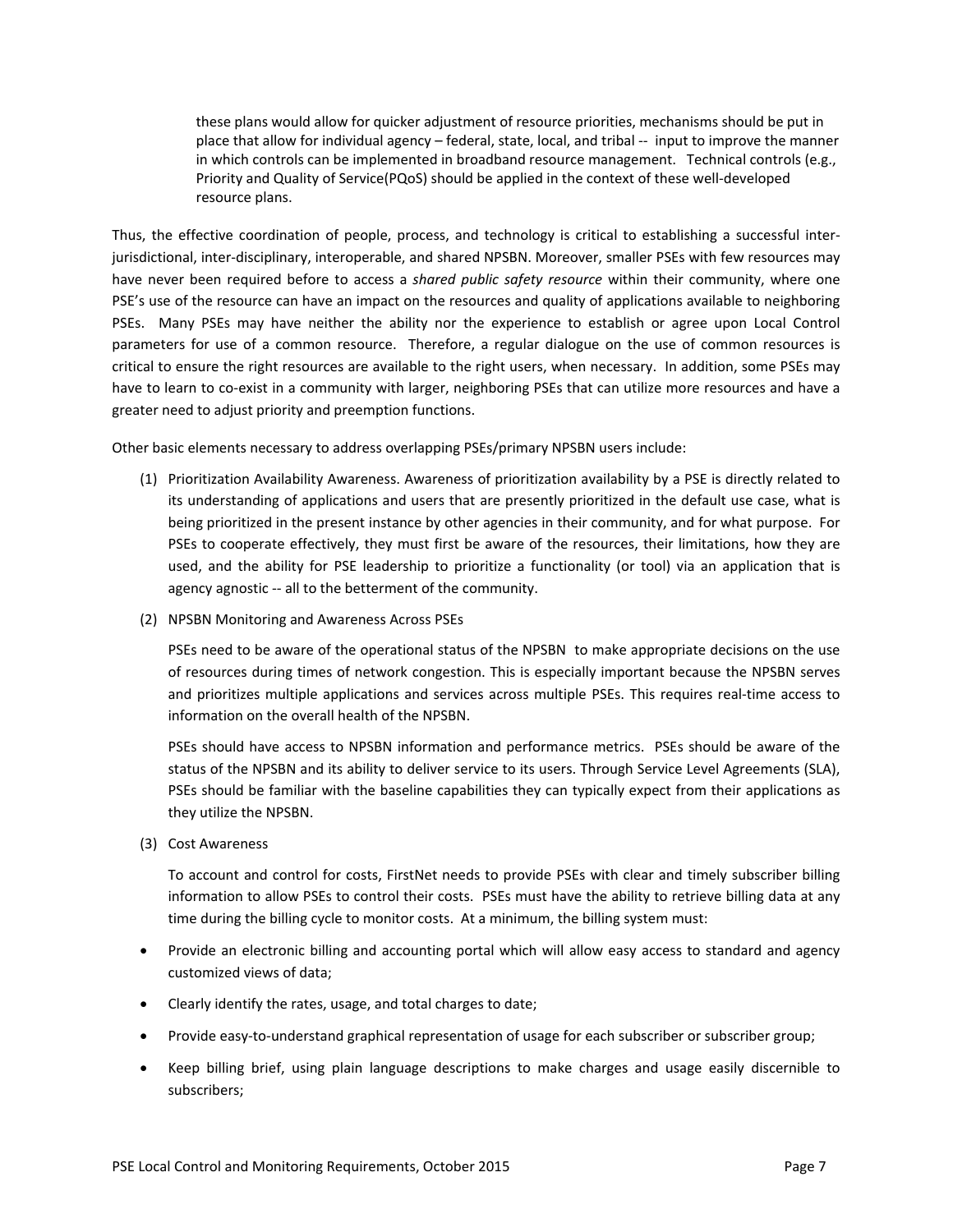these plans would allow for quicker adjustment of resource priorities, mechanisms should be put in place that allow for individual agency – federal, state, local, and tribal -- input to improve the manner in which controls can be implemented in broadband resource management. Technical controls (e.g., Priority and Quality of Service(PQoS) should be applied in the context of these well-developed resource plans.

Thus, the effective coordination of people, process, and technology is critical to establishing a successful inter-jurisdictional, inter-disciplinary, interoperable, and shared NPSBN. Moreover, smaller PSEs with few resources may have never been required before to access a *shared public safety resource* within their community, where one PSE's use of the resource can have an impact on the resources and quality of applications available to neighboring PSEs. Many PSEs may have neither the ability nor the experience to establish or agree upon Local Control parameters for use of a common resource. Therefore, a regular dialogue on the use of common resources is critical to ensure the right resources are available to the right users, when necessary. In addition, some PSEs may have to learn to co-exist in a community with larger, neighboring PSEs that can utilize more resources and have a greater need to adjust priority and preemption functions.

Other basic elements necessary to address overlapping PSEs/primary NPSBN users include:

(1) Prioritization Availability Awareness. Awareness of prioritization availability by a PSE is directly related to its understanding of applications and users that are presently prioritized in the default use case, what is being prioritized in the present instance by other agencies in their community, and for what purpose. For PSEs to cooperate effectively, they must first be aware of the resources, their limitations, how they are used, and the ability for PSE leadership to prioritize a functionality (or tool) via an application that is agency agnostic -- all to the betterment of the community.

(2) NPSBN Monitoring and Awareness Across PSEs

PSEs need to be aware of the operational status of the NPSBN to make appropriate decisions on the use of resources during times of network congestion. This is especially important because the NPSBN serves and prioritizes multiple applications and services across multiple PSEs. This requires real-time access to information on the overall health of the NPSBN.

PSEs should have access to NPSBN information and performance metrics. PSEs should be aware of the status of the NPSBN and its ability to deliver service to its users. Through Service Level Agreements (SLA), PSEs should be familiar with the baseline capabilities they can typically expect from their applications as they utilize the NPSBN.

(3) Cost Awareness

To account and control for costs, FirstNet needs to provide PSEs with clear and timely subscriber billing information to allow PSEs to control their costs. PSEs must have the ability to retrieve billing data at any time during the billing cycle to monitor costs. At a minimum, the billing system must:

- Provide an electronic billing and accounting portal which will allow easy access to standard and agency customized views of data;
- Clearly identify the rates, usage, and total charges to date;
- Provide easy-to-understand graphical representation of usage for each subscriber or subscriber group;
- Keep billing brief, using plain language descriptions to make charges and usage easily discernible to subscribers;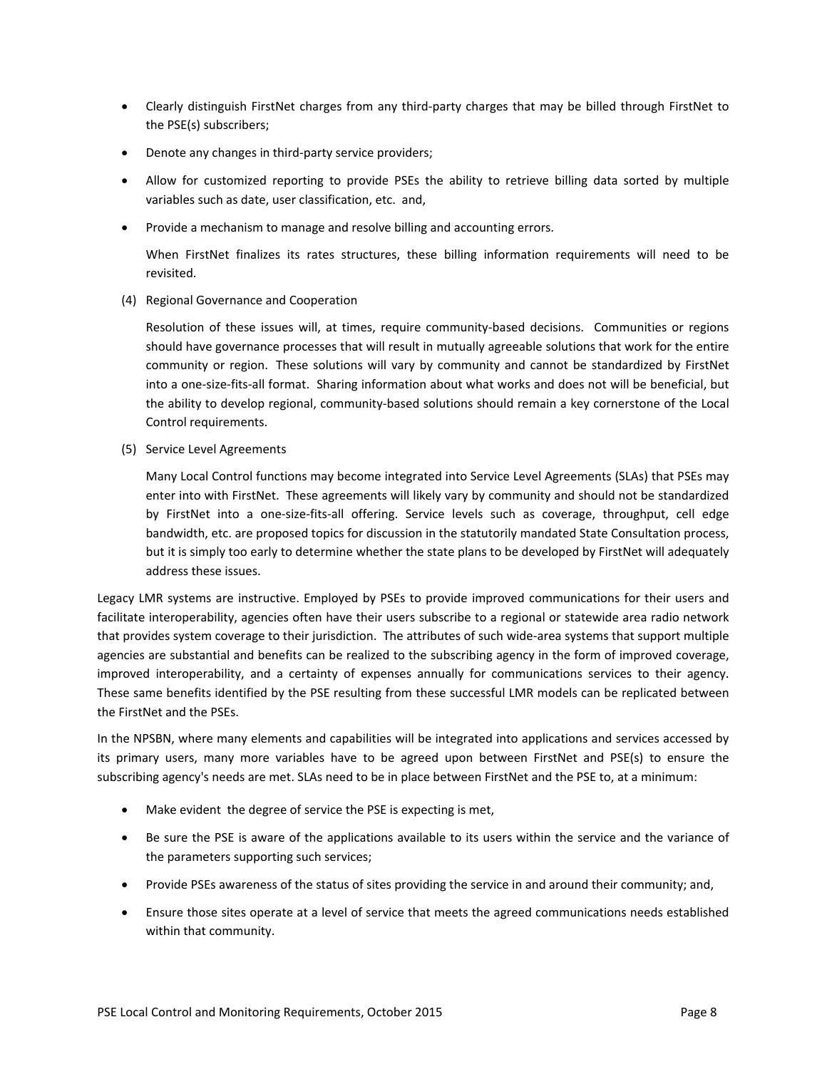- Clearly distinguish FirstNet charges from any third-party charges that may be billed through FirstNet to the PSE(s) subscribers;
- Denote any changes in third-party service providers;
- Allow for customized reporting to provide PSEs the ability to retrieve billing data sorted by multiple variables such as date, user classification, etc. and,
- Provide a mechanism to manage and resolve billing and accounting errors.

  When FirstNet finalizes its rates structures, these billing information requirements will need to be revisited.

(4) Regional Governance and Cooperation

Resolution of these issues will, at times, require community-based decisions. Communities or regions should have governance processes that will result in mutually agreeable solutions that work for the entire community or region. These solutions will vary by community and cannot be standardized by FirstNet into a one-size-fits-all format. Sharing information about what works and does not will be beneficial, but the ability to develop regional, community-based solutions should remain a key cornerstone of the Local Control requirements.

(5) Service Level Agreements

Many Local Control functions may become integrated into Service Level Agreements (SLAs) that PSEs may enter into with FirstNet. These agreements will likely vary by community and should not be standardized by FirstNet into a one-size-fits-all offering. Service levels such as coverage, throughput, cell edge bandwidth, etc. are proposed topics for discussion in the statutorily mandated State Consultation process, but it is simply too early to determine whether the state plans to be developed by FirstNet will adequately address these issues.

Legacy LMR systems are instructive. Employed by PSEs to provide improved communications for their users and facilitate interoperability, agencies often have their users subscribe to a regional or statewide area radio network that provides system coverage to their jurisdiction. The attributes of such wide-area systems that support multiple agencies are substantial and benefits can be realized to the subscribing agency in the form of improved coverage, improved interoperability, and a certainty of expenses annually for communications services to their agency. These same benefits identified by the PSE resulting from these successful LMR models can be replicated between the FirstNet and the PSEs.

In the NPSBN, where many elements and capabilities will be integrated into applications and services accessed by its primary users, many more variables have to be agreed upon between FirstNet and PSE(s) to ensure the subscribing agency's needs are met. SLAs need to be in place between FirstNet and the PSE to, at a minimum:

- Make evident the degree of service the PSE is expecting is met,
- Be sure the PSE is aware of the applications available to its users within the service and the variance of the parameters supporting such services;
- Provide PSEs awareness of the status of sites providing the service in and around their community; and,
- Ensure those sites operate at a level of service that meets the agreed communications needs established within that community.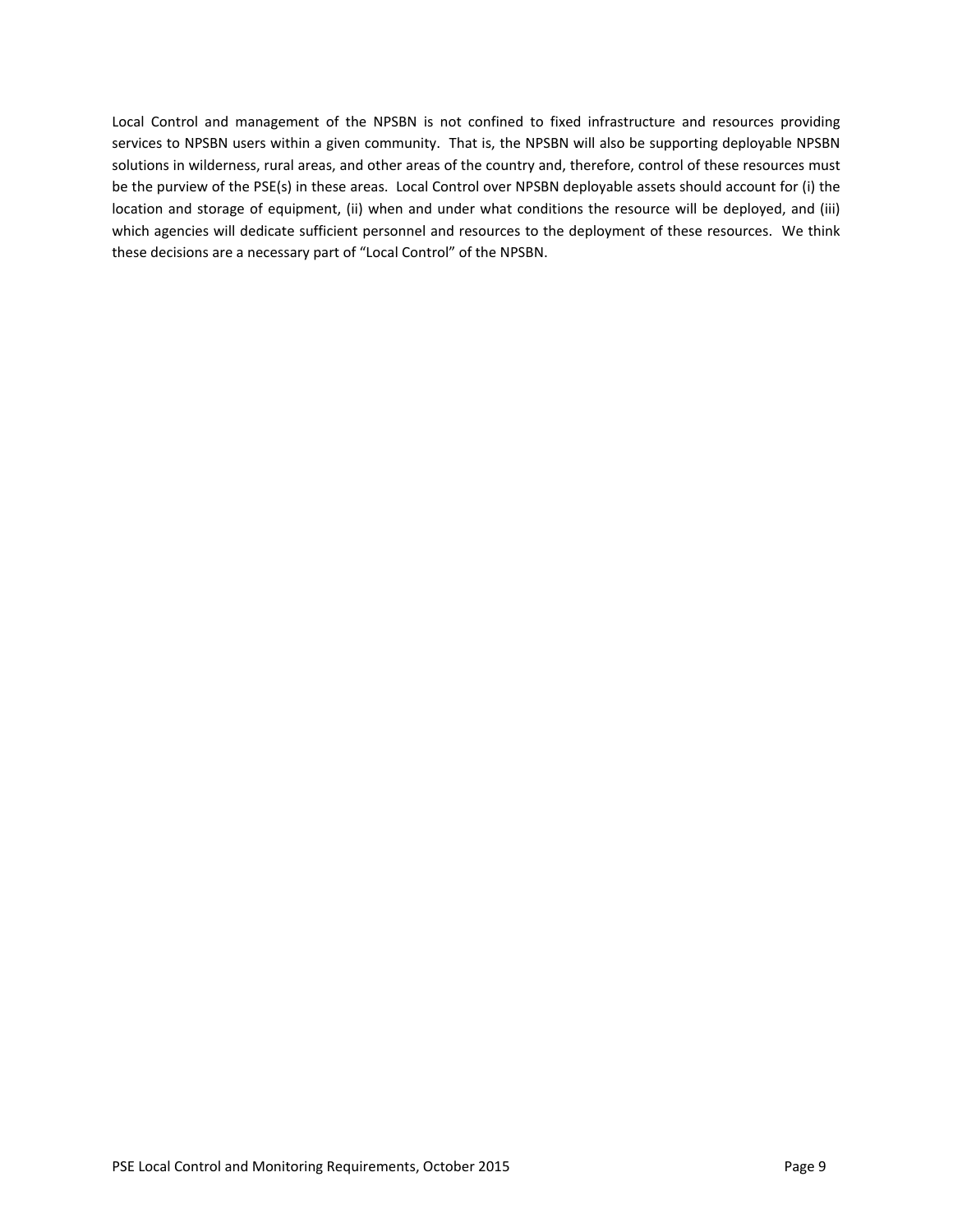Local Control and management of the NPSBN is not confined to fixed infrastructure and resources providing services to NPSBN users within a given community. That is, the NPSBN will also be supporting deployable NPSBN solutions in wilderness, rural areas, and other areas of the country and, therefore, control of these resources must be the purview of the PSE(s) in these areas. Local Control over NPSBN deployable assets should account for (i) the location and storage of equipment, (ii) when and under what conditions the resource will be deployed, and (iii) which agencies will dedicate sufficient personnel and resources to the deployment of these resources. We think these decisions are a necessary part of "Local Control" of the NPSBN.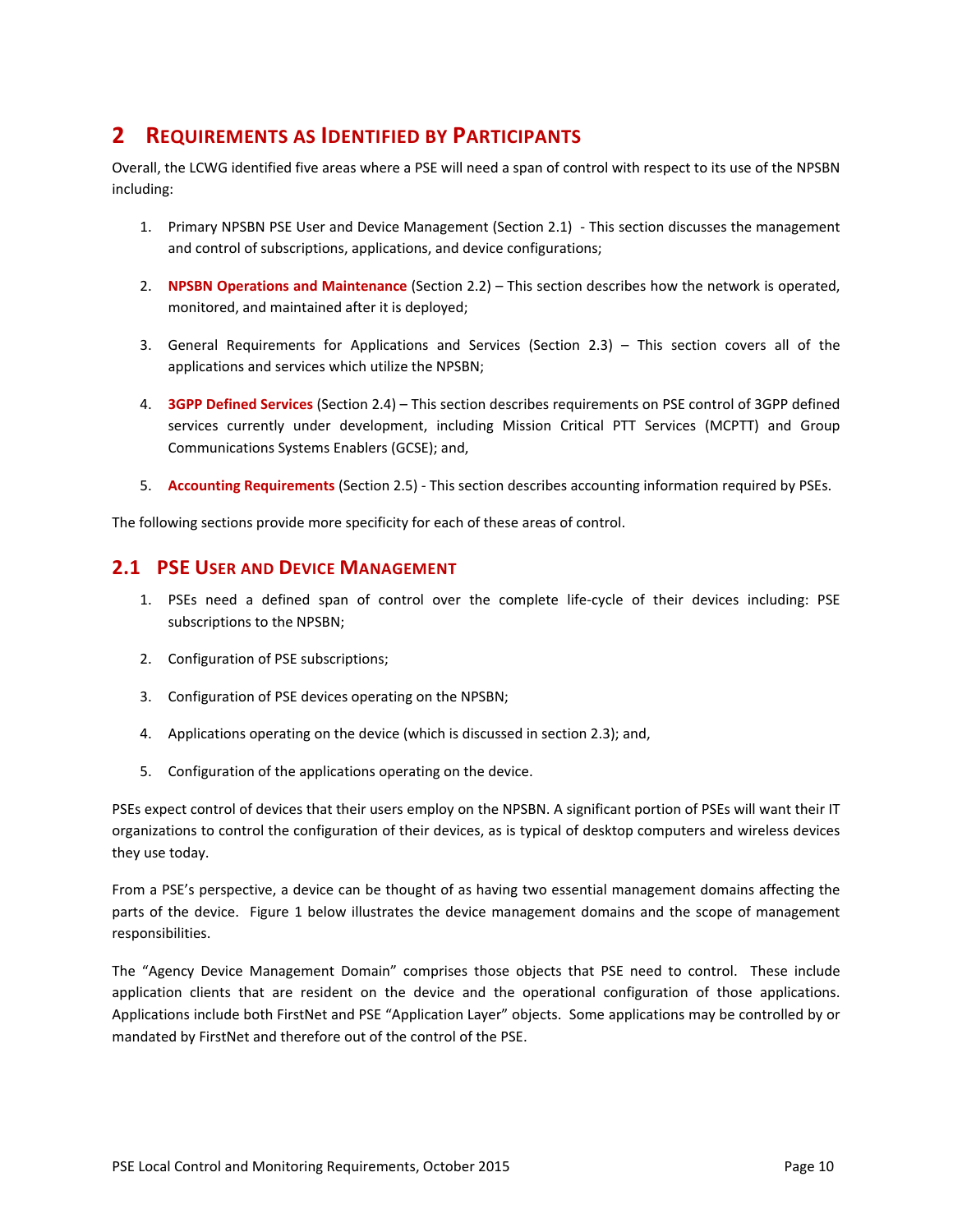# 2 REQUIREMENTS AS IDENTIFIED BY PARTICIPANTS

Overall, the LCWG identified five areas where a PSE will need a span of control with respect to its use of the NPSBN including:

1. Primary NPSBN PSE User and Device Management (Section 2.1) - This section discusses the management and control of subscriptions, applications, and device configurations;

2. **NPSBN Operations and Maintenance** (Section 2.2) – This section describes how the network is operated, monitored, and maintained after it is deployed;

3. General Requirements for Applications and Services (Section 2.3) – This section covers all of the applications and services which utilize the NPSBN;

4. **3GPP Defined Services** (Section 2.4) – This section describes requirements on PSE control of 3GPP defined services currently under development, including Mission Critical PTT Services (MCPTT) and Group Communications Systems Enablers (GCSE); and,

5. **Accounting Requirements** (Section 2.5) - This section describes accounting information required by PSEs.

The following sections provide more specificity for each of these areas of control.

## 2.1 PSE USER AND DEVICE MANAGEMENT

1. PSEs need a defined span of control over the complete life-cycle of their devices including: PSE subscriptions to the NPSBN;

2. Configuration of PSE subscriptions;

3. Configuration of PSE devices operating on the NPSBN;

4. Applications operating on the device (which is discussed in section 2.3); and,

5. Configuration of the applications operating on the device.

PSEs expect control of devices that their users employ on the NPSBN. A significant portion of PSEs will want their IT organizations to control the configuration of their devices, as is typical of desktop computers and wireless devices they use today.

From a PSE's perspective, a device can be thought of as having two essential management domains affecting the parts of the device. Figure 1 below illustrates the device management domains and the scope of management responsibilities.

The "Agency Device Management Domain" comprises those objects that PSE need to control. These include application clients that are resident on the device and the operational configuration of those applications. Applications include both FirstNet and PSE "Application Layer" objects. Some applications may be controlled by or mandated by FirstNet and therefore out of the control of the PSE.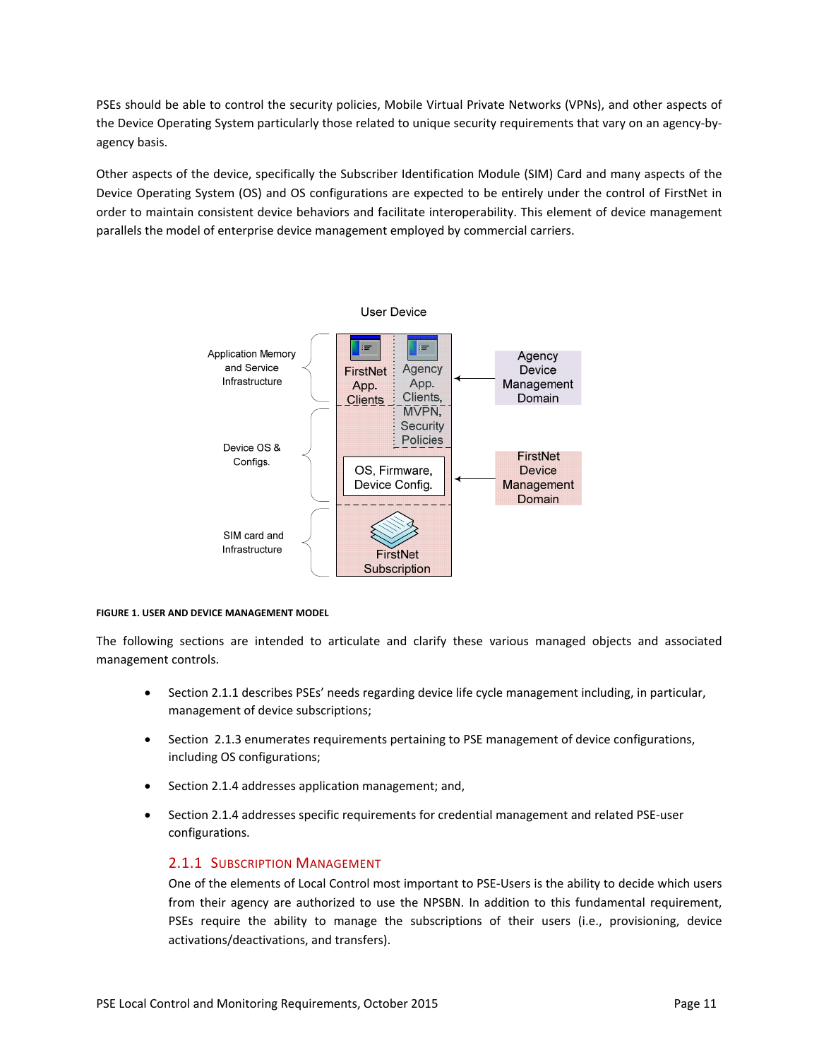PSEs should be able to control the security policies, Mobile Virtual Private Networks (VPNs), and other aspects of the Device Operating System particularly those related to unique security requirements that vary on an agency-by-agency basis.

Other aspects of the device, specifically the Subscriber Identification Module (SIM) Card and many aspects of the Device Operating System (OS) and OS configurations are expected to be entirely under the control of FirstNet in order to maintain consistent device behaviors and facilitate interoperability. This element of device management parallels the model of enterprise device management employed by commercial carriers.

**FIGURE 1. USER AND DEVICE MANAGEMENT MODEL**

The following sections are intended to articulate and clarify these various managed objects and associated management controls.

- Section 2.1.1 describes PSEs' needs regarding device life cycle management including, in particular, management of device subscriptions;
- Section 2.1.3 enumerates requirements pertaining to PSE management of device configurations, including OS configurations;
- Section 2.1.4 addresses application management; and,
- Section 2.1.4 addresses specific requirements for credential management and related PSE-user configurations.

### 2.1.1 Subscription Management

One of the elements of Local Control most important to PSE-Users is the ability to decide which users from their agency are authorized to use the NPSBN. In addition to this fundamental requirement, PSEs require the ability to manage the subscriptions of their users (i.e., provisioning, device activations/deactivations, and transfers).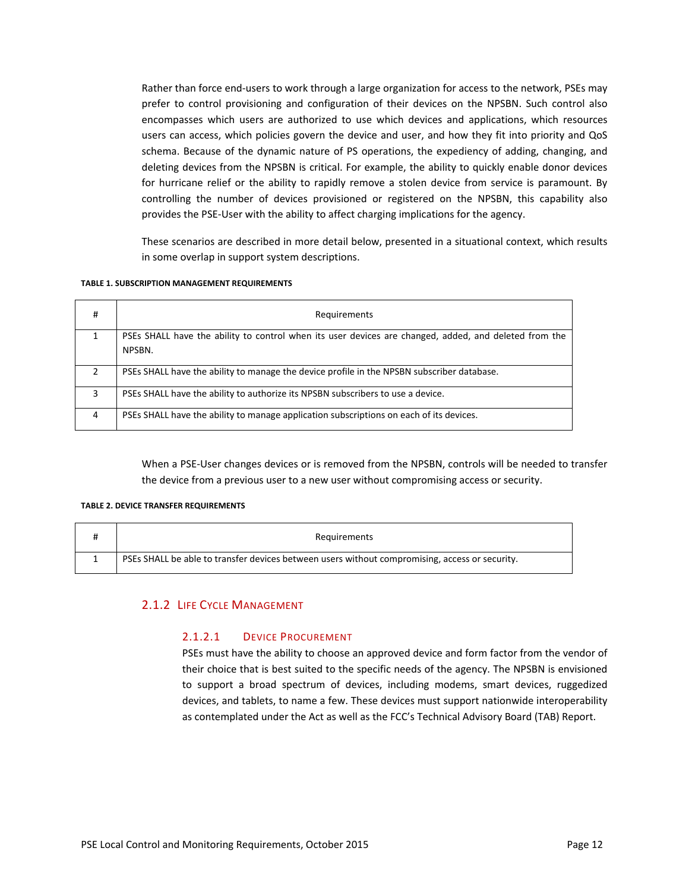Rather than force end-users to work through a large organization for access to the network, PSEs may prefer to control provisioning and configuration of their devices on the NPSBN. Such control also encompasses which users are authorized to use which devices and applications, which resources users can access, which policies govern the device and user, and how they fit into priority and QoS schema. Because of the dynamic nature of PS operations, the expediency of adding, changing, and deleting devices from the NPSBN is critical. For example, the ability to quickly enable donor devices for hurricane relief or the ability to rapidly remove a stolen device from service is paramount. By controlling the number of devices provisioned or registered on the NPSBN, this capability also provides the PSE-User with the ability to affect charging implications for the agency.

These scenarios are described in more detail below, presented in a situational context, which results in some overlap in support system descriptions.

**TABLE 1. SUBSCRIPTION MANAGEMENT REQUIREMENTS**

| # | Requirements |
|---|---|
| 1 | PSEs SHALL have the ability to control when its user devices are changed, added, and deleted from the NPSBN. |
| 2 | PSEs SHALL have the ability to manage the device profile in the NPSBN subscriber database. |
| 3 | PSEs SHALL have the ability to authorize its NPSBN subscribers to use a device. |
| 4 | PSEs SHALL have the ability to manage application subscriptions on each of its devices. |

When a PSE-User changes devices or is removed from the NPSBN, controls will be needed to transfer the device from a previous user to a new user without compromising access or security.

**TABLE 2. DEVICE TRANSFER REQUIREMENTS**

| # | Requirements |
|---|---|
| 1 | PSEs SHALL be able to transfer devices between users without compromising, access or security. |

### 2.1.2 Life Cycle Management

#### 2.1.2.1 Device Procurement

PSEs must have the ability to choose an approved device and form factor from the vendor of their choice that is best suited to the specific needs of the agency. The NPSBN is envisioned to support a broad spectrum of devices, including modems, smart devices, ruggedized devices, and tablets, to name a few. These devices must support nationwide interoperability as contemplated under the Act as well as the FCC's Technical Advisory Board (TAB) Report.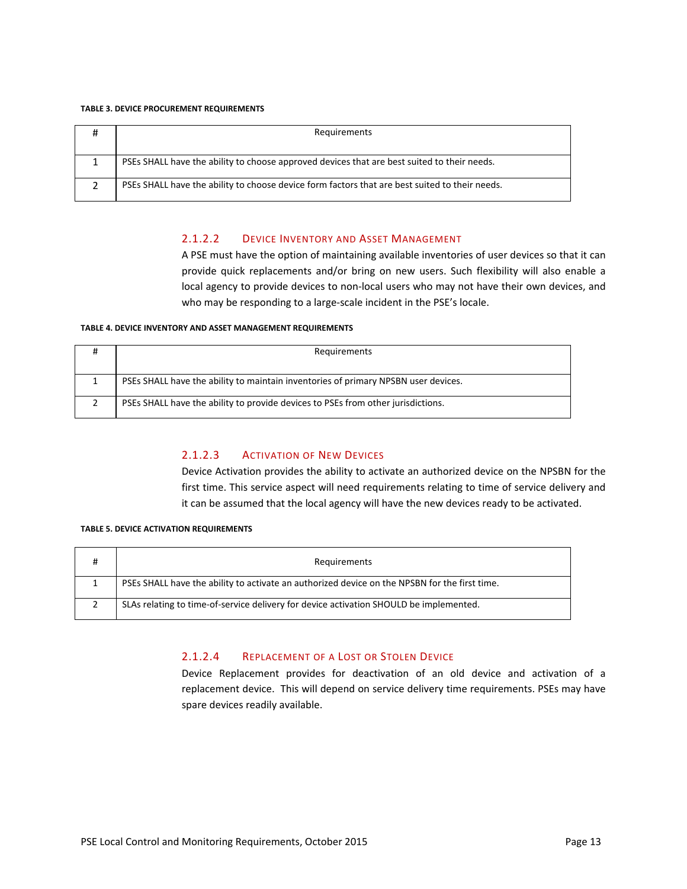**TABLE 3. DEVICE PROCUREMENT REQUIREMENTS**

| # | Requirements |
|---|---|
| 1 | PSEs SHALL have the ability to choose approved devices that are best suited to their needs. |
| 2 | PSEs SHALL have the ability to choose device form factors that are best suited to their needs. |

#### 2.1.2.2 Device Inventory and Asset Management

A PSE must have the option of maintaining available inventories of user devices so that it can provide quick replacements and/or bring on new users. Such flexibility will also enable a local agency to provide devices to non-local users who may not have their own devices, and who may be responding to a large-scale incident in the PSE's locale.

**TABLE 4. DEVICE INVENTORY AND ASSET MANAGEMENT REQUIREMENTS**

| # | Requirements |
|---|---|
| 1 | PSEs SHALL have the ability to maintain inventories of primary NPSBN user devices. |
| 2 | PSEs SHALL have the ability to provide devices to PSEs from other jurisdictions. |

#### 2.1.2.3 Activation of New Devices

Device Activation provides the ability to activate an authorized device on the NPSBN for the first time. This service aspect will need requirements relating to time of service delivery and it can be assumed that the local agency will have the new devices ready to be activated.

**TABLE 5. DEVICE ACTIVATION REQUIREMENTS**

| # | Requirements |
|---|---|
| 1 | PSEs SHALL have the ability to activate an authorized device on the NPSBN for the first time. |
| 2 | SLAs relating to time-of-service delivery for device activation SHOULD be implemented. |

#### 2.1.2.4 Replacement of a Lost or Stolen Device

Device Replacement provides for deactivation of an old device and activation of a replacement device. This will depend on service delivery time requirements. PSEs may have spare devices readily available.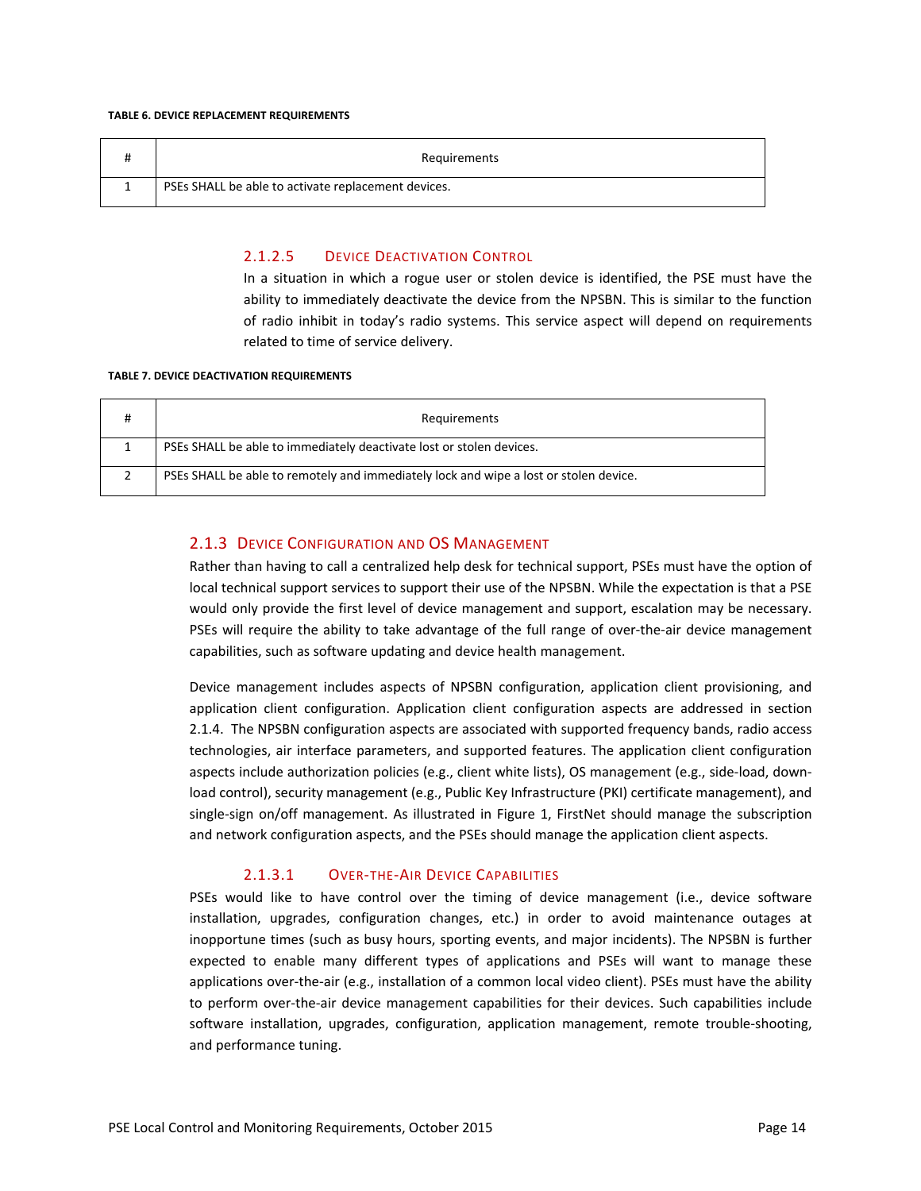**TABLE 6. DEVICE REPLACEMENT REQUIREMENTS**

| # | Requirements |
|---|---|
| 1 | PSEs SHALL be able to activate replacement devices. |

#### 2.1.2.5 Device Deactivation Control

In a situation in which a rogue user or stolen device is identified, the PSE must have the ability to immediately deactivate the device from the NPSBN. This is similar to the function of radio inhibit in today's radio systems. This service aspect will depend on requirements related to time of service delivery.

**TABLE 7. DEVICE DEACTIVATION REQUIREMENTS**

| # | Requirements |
|---|---|
| 1 | PSEs SHALL be able to immediately deactivate lost or stolen devices. |
| 2 | PSEs SHALL be able to remotely and immediately lock and wipe a lost or stolen device. |

### 2.1.3 Device Configuration and OS Management

Rather than having to call a centralized help desk for technical support, PSEs must have the option of local technical support services to support their use of the NPSBN. While the expectation is that a PSE would only provide the first level of device management and support, escalation may be necessary. PSEs will require the ability to take advantage of the full range of over-the-air device management capabilities, such as software updating and device health management.

Device management includes aspects of NPSBN configuration, application client provisioning, and application client configuration. Application client configuration aspects are addressed in section 2.1.4. The NPSBN configuration aspects are associated with supported frequency bands, radio access technologies, air interface parameters, and supported features. The application client configuration aspects include authorization policies (e.g., client white lists), OS management (e.g., side-load, download control), security management (e.g., Public Key Infrastructure (PKI) certificate management), and single-sign on/off management. As illustrated in Figure 1, FirstNet should manage the subscription and network configuration aspects, and the PSEs should manage the application client aspects.

#### 2.1.3.1 Over-the-Air Device Capabilities

PSEs would like to have control over the timing of device management (i.e., device software installation, upgrades, configuration changes, etc.) in order to avoid maintenance outages at inopportune times (such as busy hours, sporting events, and major incidents). The NPSBN is further expected to enable many different types of applications and PSEs will want to manage these applications over-the-air (e.g., installation of a common local video client). PSEs must have the ability to perform over-the-air device management capabilities for their devices. Such capabilities include software installation, upgrades, configuration, application management, remote trouble-shooting, and performance tuning.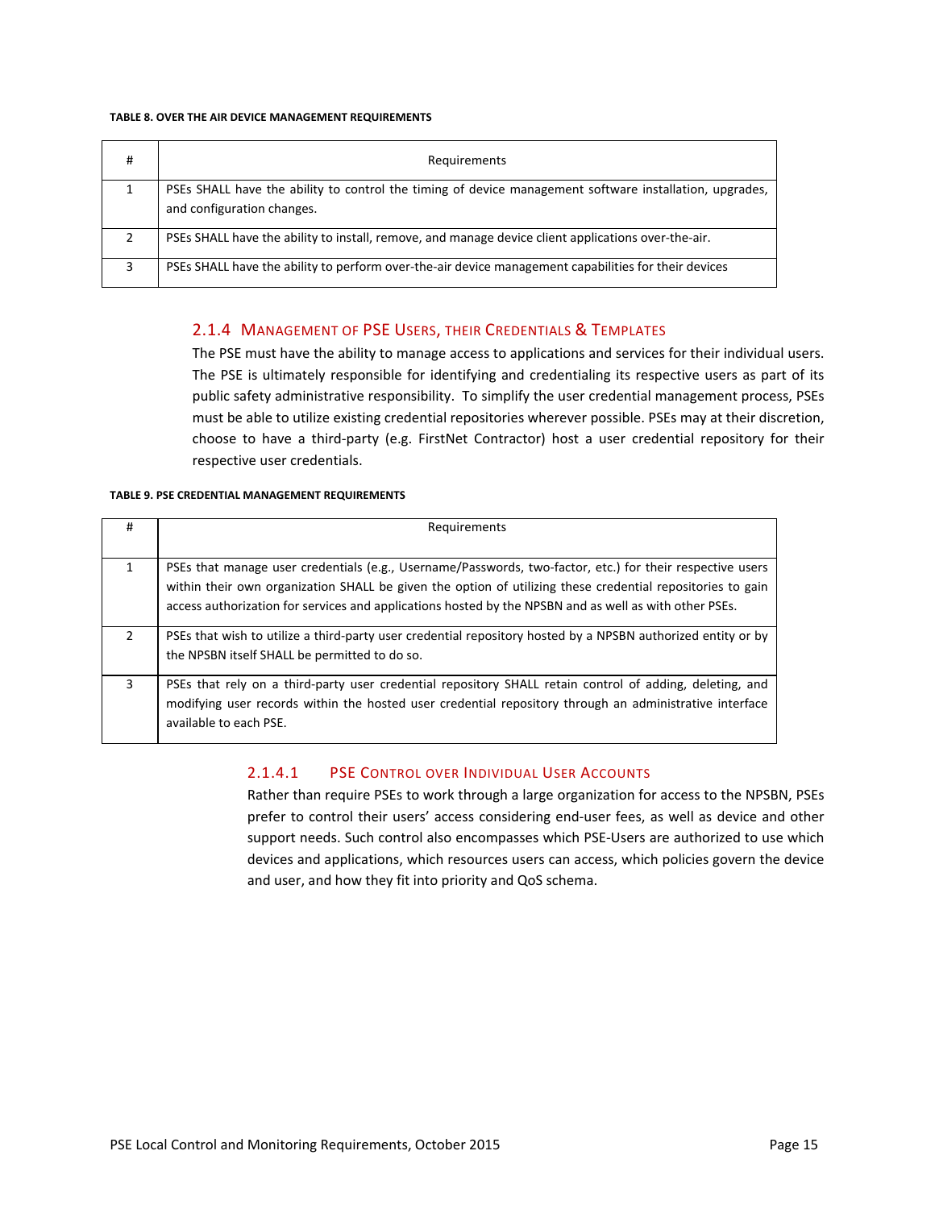**TABLE 8. OVER THE AIR DEVICE MANAGEMENT REQUIREMENTS**

| # | Requirements |
|---|---|
| 1 | PSEs SHALL have the ability to control the timing of device management software installation, upgrades, and configuration changes. |
| 2 | PSEs SHALL have the ability to install, remove, and manage device client applications over-the-air. |
| 3 | PSEs SHALL have the ability to perform over-the-air device management capabilities for their devices |

### 2.1.4 Management of PSE Users, their Credentials & Templates

The PSE must have the ability to manage access to applications and services for their individual users. The PSE is ultimately responsible for identifying and credentialing its respective users as part of its public safety administrative responsibility. To simplify the user credential management process, PSEs must be able to utilize existing credential repositories wherever possible. PSEs may at their discretion, choose to have a third-party (e.g. FirstNet Contractor) host a user credential repository for their respective user credentials.

**TABLE 9. PSE CREDENTIAL MANAGEMENT REQUIREMENTS**

| # | Requirements |
|---|---|
| 1 | PSEs that manage user credentials (e.g., Username/Passwords, two-factor, etc.) for their respective users within their own organization SHALL be given the option of utilizing these credential repositories to gain access authorization for services and applications hosted by the NPSBN and as well as with other PSEs. |
| 2 | PSEs that wish to utilize a third-party user credential repository hosted by a NPSBN authorized entity or by the NPSBN itself SHALL be permitted to do so. |
| 3 | PSEs that rely on a third-party user credential repository SHALL retain control of adding, deleting, and modifying user records within the hosted user credential repository through an administrative interface available to each PSE. |

#### 2.1.4.1 PSE Control over Individual User Accounts

Rather than require PSEs to work through a large organization for access to the NPSBN, PSEs prefer to control their users' access considering end-user fees, as well as device and other support needs. Such control also encompasses which PSE-Users are authorized to use which devices and applications, which resources users can access, which policies govern the device and user, and how they fit into priority and QoS schema.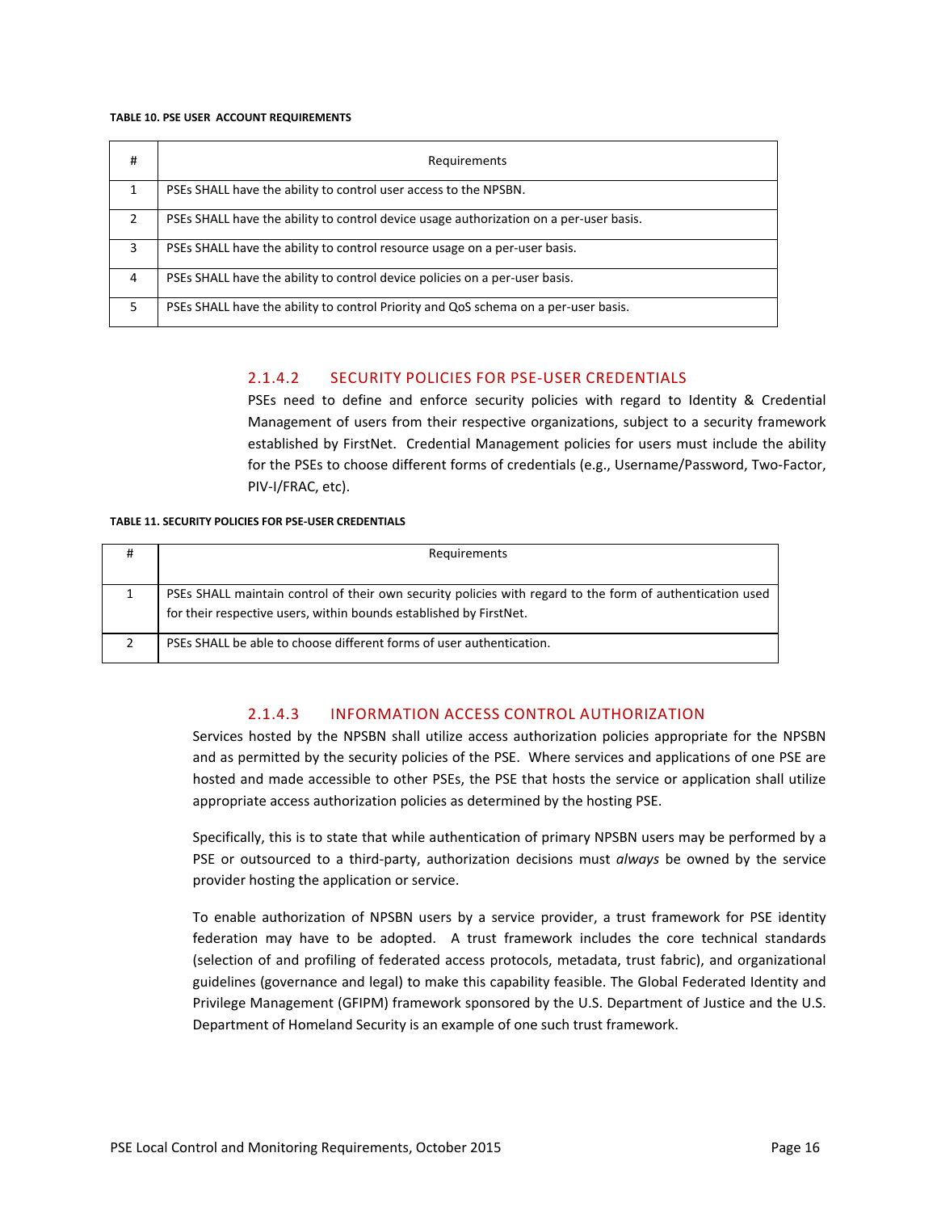**TABLE 10. PSE USER ACCOUNT REQUIREMENTS**

| # | Requirements |
|---|---|
| 1 | PSEs SHALL have the ability to control user access to the NPSBN. |
| 2 | PSEs SHALL have the ability to control device usage authorization on a per-user basis. |
| 3 | PSEs SHALL have the ability to control resource usage on a per-user basis. |
| 4 | PSEs SHALL have the ability to control device policies on a per-user basis. |
| 5 | PSEs SHALL have the ability to control Priority and QoS schema on a per-user basis. |

#### 2.1.4.2 SECURITY POLICIES FOR PSE-USER CREDENTIALS

PSEs need to define and enforce security policies with regard to Identity & Credential Management of users from their respective organizations, subject to a security framework established by FirstNet. Credential Management policies for users must include the ability for the PSEs to choose different forms of credentials (e.g., Username/Password, Two-Factor, PIV-I/FRAC, etc).

**TABLE 11. SECURITY POLICIES FOR PSE-USER CREDENTIALS**

| # | Requirements |
|---|---|
| 1 | PSEs SHALL maintain control of their own security policies with regard to the form of authentication used for their respective users, within bounds established by FirstNet. |
| 2 | PSEs SHALL be able to choose different forms of user authentication. |

#### 2.1.4.3 INFORMATION ACCESS CONTROL AUTHORIZATION

Services hosted by the NPSBN shall utilize access authorization policies appropriate for the NPSBN and as permitted by the security policies of the PSE. Where services and applications of one PSE are hosted and made accessible to other PSEs, the PSE that hosts the service or application shall utilize appropriate access authorization policies as determined by the hosting PSE.

Specifically, this is to state that while authentication of primary NPSBN users may be performed by a PSE or outsourced to a third-party, authorization decisions must *always* be owned by the service provider hosting the application or service.

To enable authorization of NPSBN users by a service provider, a trust framework for PSE identity federation may have to be adopted. A trust framework includes the core technical standards (selection of and profiling of federated access protocols, metadata, trust fabric), and organizational guidelines (governance and legal) to make this capability feasible. The Global Federated Identity and Privilege Management (GFIPM) framework sponsored by the U.S. Department of Justice and the U.S. Department of Homeland Security is an example of one such trust framework.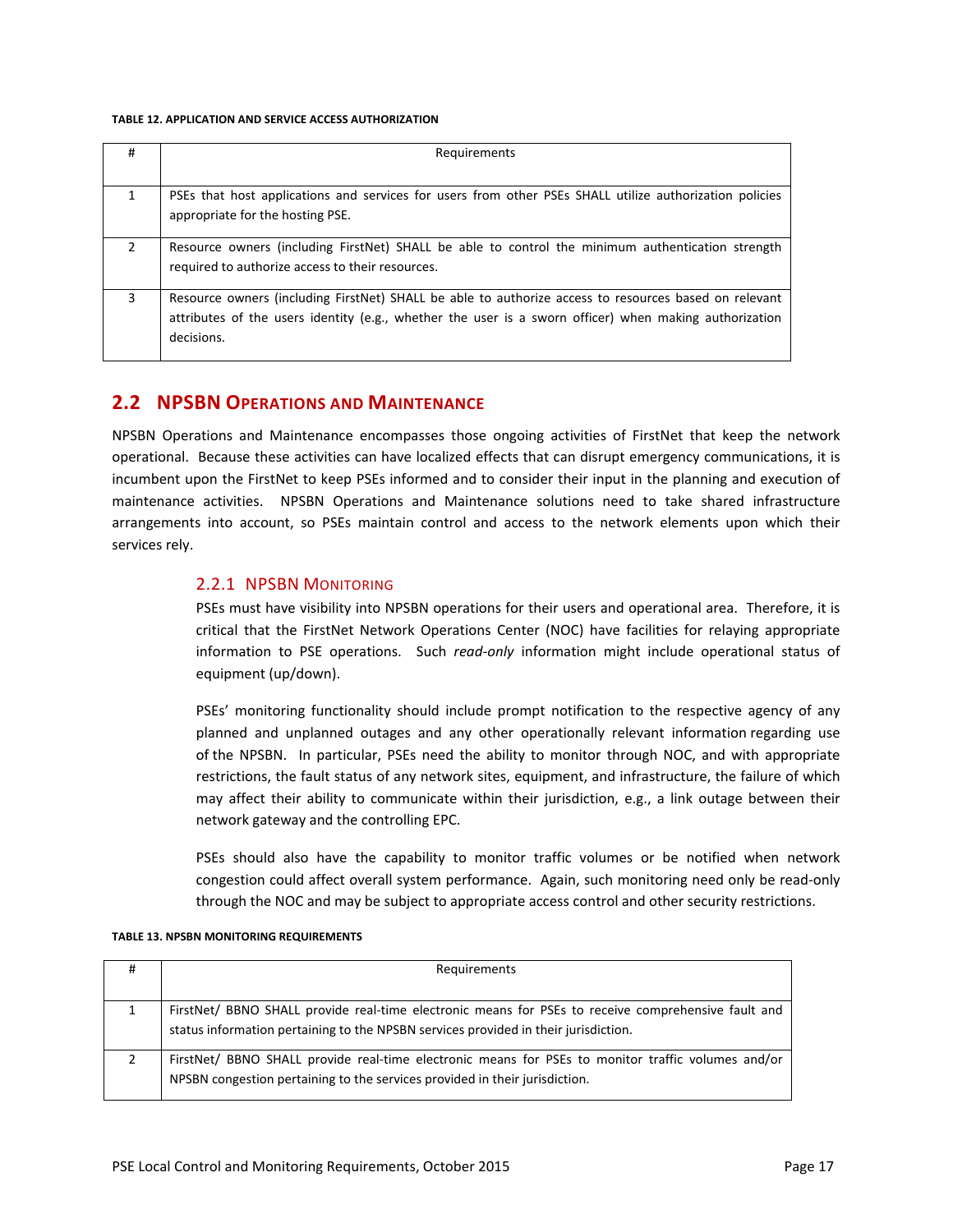**TABLE 12. APPLICATION AND SERVICE ACCESS AUTHORIZATION**

| # | Requirements |
|---|---|
| 1 | PSEs that host applications and services for users from other PSEs SHALL utilize authorization policies appropriate for the hosting PSE. |
| 2 | Resource owners (including FirstNet) SHALL be able to control the minimum authentication strength required to authorize access to their resources. |
| 3 | Resource owners (including FirstNet) SHALL be able to authorize access to resources based on relevant attributes of the users identity (e.g., whether the user is a sworn officer) when making authorization decisions. |

## 2.2 NPSBN Operations and Maintenance

NPSBN Operations and Maintenance encompasses those ongoing activities of FirstNet that keep the network operational. Because these activities can have localized effects that can disrupt emergency communications, it is incumbent upon the FirstNet to keep PSEs informed and to consider their input in the planning and execution of maintenance activities. NPSBN Operations and Maintenance solutions need to take shared infrastructure arrangements into account, so PSEs maintain control and access to the network elements upon which their services rely.

### 2.2.1 NPSBN Monitoring

PSEs must have visibility into NPSBN operations for their users and operational area. Therefore, it is critical that the FirstNet Network Operations Center (NOC) have facilities for relaying appropriate information to PSE operations. Such *read-only* information might include operational status of equipment (up/down).

PSEs' monitoring functionality should include prompt notification to the respective agency of any planned and unplanned outages and any other operationally relevant information regarding use of the NPSBN. In particular, PSEs need the ability to monitor through NOC, and with appropriate restrictions, the fault status of any network sites, equipment, and infrastructure, the failure of which may affect their ability to communicate within their jurisdiction, e.g., a link outage between their network gateway and the controlling EPC.

PSEs should also have the capability to monitor traffic volumes or be notified when network congestion could affect overall system performance. Again, such monitoring need only be read-only through the NOC and may be subject to appropriate access control and other security restrictions.

**TABLE 13. NPSBN MONITORING REQUIREMENTS**

| # | Requirements |
|---|---|
| 1 | FirstNet/ BBNO SHALL provide real-time electronic means for PSEs to receive comprehensive fault and status information pertaining to the NPSBN services provided in their jurisdiction. |
| 2 | FirstNet/ BBNO SHALL provide real-time electronic means for PSEs to monitor traffic volumes and/or NPSBN congestion pertaining to the services provided in their jurisdiction. |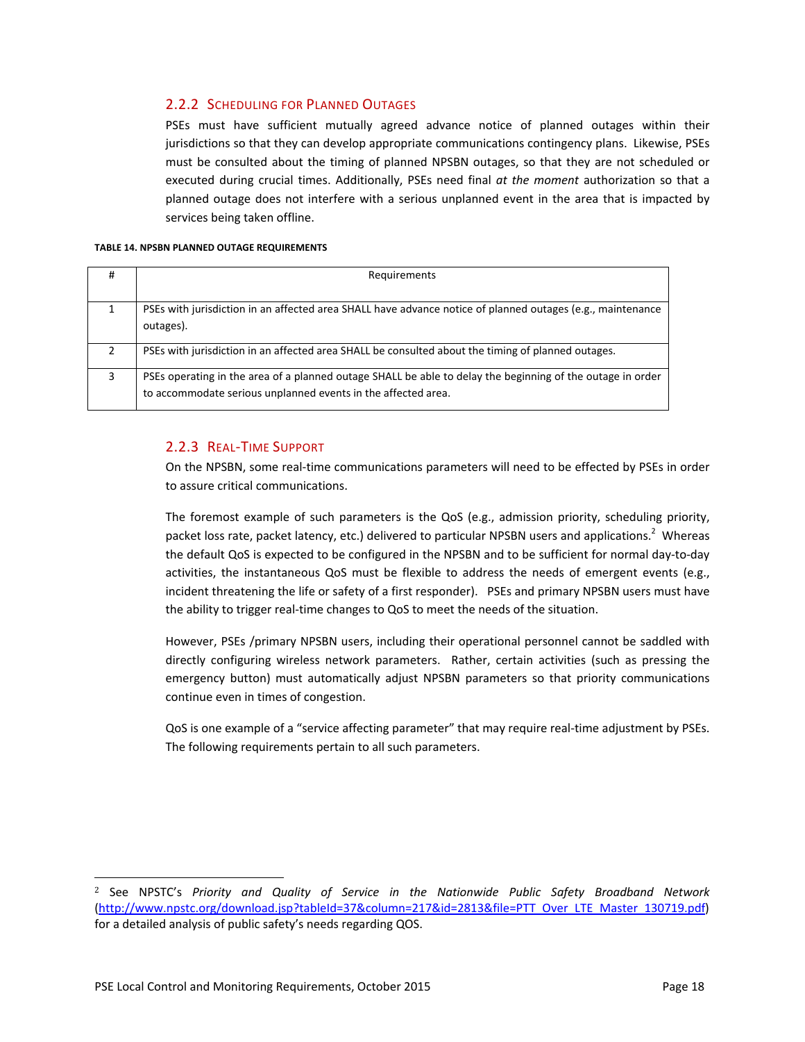### 2.2.2 Scheduling for Planned Outages

PSEs must have sufficient mutually agreed advance notice of planned outages within their jurisdictions so that they can develop appropriate communications contingency plans. Likewise, PSEs must be consulted about the timing of planned NPSBN outages, so that they are not scheduled or executed during crucial times. Additionally, PSEs need final *at the moment* authorization so that a planned outage does not interfere with a serious unplanned event in the area that is impacted by services being taken offline.

**TABLE 14. NPSBN PLANNED OUTAGE REQUIREMENTS**

| # | Requirements |
|---|---|
| 1 | PSEs with jurisdiction in an affected area SHALL have advance notice of planned outages (e.g., maintenance outages). |
| 2 | PSEs with jurisdiction in an affected area SHALL be consulted about the timing of planned outages. |
| 3 | PSEs operating in the area of a planned outage SHALL be able to delay the beginning of the outage in order to accommodate serious unplanned events in the affected area. |

### 2.2.3 Real-Time Support

On the NPSBN, some real-time communications parameters will need to be effected by PSEs in order to assure critical communications.

The foremost example of such parameters is the QoS (e.g., admission priority, scheduling priority, packet loss rate, packet latency, etc.) delivered to particular NPSBN users and applications.[2] Whereas the default QoS is expected to be configured in the NPSBN and to be sufficient for normal day-to-day activities, the instantaneous QoS must be flexible to address the needs of emergent events (e.g., incident threatening the life or safety of a first responder). PSEs and primary NPSBN users must have the ability to trigger real-time changes to QoS to meet the needs of the situation.

However, PSEs /primary NPSBN users, including their operational personnel cannot be saddled with directly configuring wireless network parameters. Rather, certain activities (such as pressing the emergency button) must automatically adjust NPSBN parameters so that priority communications continue even in times of congestion.

QoS is one example of a "service affecting parameter" that may require real-time adjustment by PSEs. The following requirements pertain to all such parameters.

---

[2] See NPSTC's *Priority and Quality of Service in the Nationwide Public Safety Broadband Network* (http://www.npstc.org/download.jsp?tableId=37&column=217&id=2813&file=PTT_Over_LTE_Master_130719.pdf) for a detailed analysis of public safety's needs regarding QOS.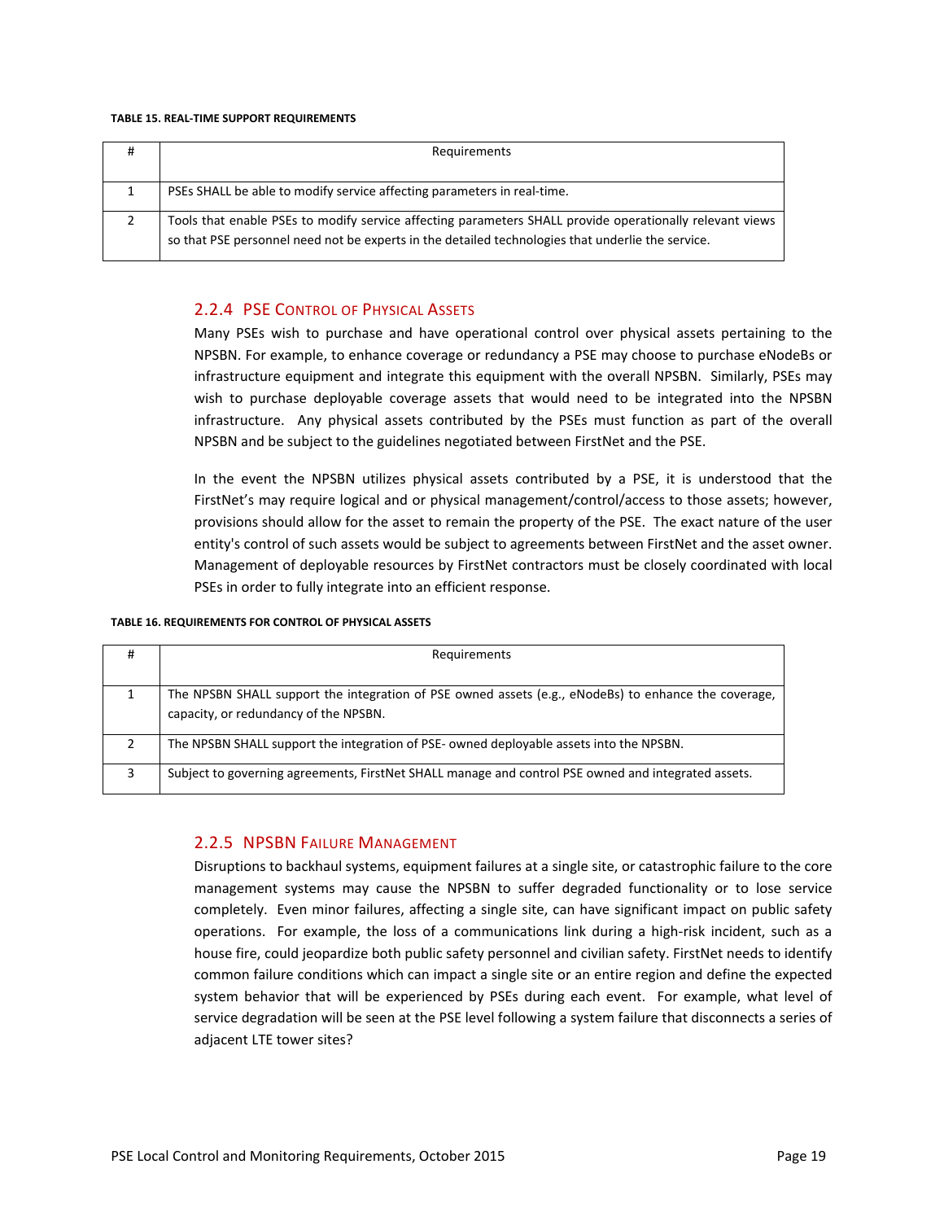**TABLE 15. REAL-TIME SUPPORT REQUIREMENTS**

| # | Requirements |
|---|---|
| 1 | PSEs SHALL be able to modify service affecting parameters in real-time. |
| 2 | Tools that enable PSEs to modify service affecting parameters SHALL provide operationally relevant views so that PSE personnel need not be experts in the detailed technologies that underlie the service. |

### 2.2.4 PSE Control of Physical Assets

Many PSEs wish to purchase and have operational control over physical assets pertaining to the NPSBN. For example, to enhance coverage or redundancy a PSE may choose to purchase eNodeBs or infrastructure equipment and integrate this equipment with the overall NPSBN. Similarly, PSEs may wish to purchase deployable coverage assets that would need to be integrated into the NPSBN infrastructure. Any physical assets contributed by the PSEs must function as part of the overall NPSBN and be subject to the guidelines negotiated between FirstNet and the PSE.

In the event the NPSBN utilizes physical assets contributed by a PSE, it is understood that the FirstNet's may require logical and or physical management/control/access to those assets; however, provisions should allow for the asset to remain the property of the PSE. The exact nature of the user entity's control of such assets would be subject to agreements between FirstNet and the asset owner. Management of deployable resources by FirstNet contractors must be closely coordinated with local PSEs in order to fully integrate into an efficient response.

**TABLE 16. REQUIREMENTS FOR CONTROL OF PHYSICAL ASSETS**

| # | Requirements |
|---|---|
| 1 | The NPSBN SHALL support the integration of PSE owned assets (e.g., eNodeBs) to enhance the coverage, capacity, or redundancy of the NPSBN. |
| 2 | The NPSBN SHALL support the integration of PSE- owned deployable assets into the NPSBN. |
| 3 | Subject to governing agreements, FirstNet SHALL manage and control PSE owned and integrated assets. |

### 2.2.5 NPSBN Failure Management

Disruptions to backhaul systems, equipment failures at a single site, or catastrophic failure to the core management systems may cause the NPSBN to suffer degraded functionality or to lose service completely. Even minor failures, affecting a single site, can have significant impact on public safety operations. For example, the loss of a communications link during a high-risk incident, such as a house fire, could jeopardize both public safety personnel and civilian safety. FirstNet needs to identify common failure conditions which can impact a single site or an entire region and define the expected system behavior that will be experienced by PSEs during each event. For example, what level of service degradation will be seen at the PSE level following a system failure that disconnects a series of adjacent LTE tower sites?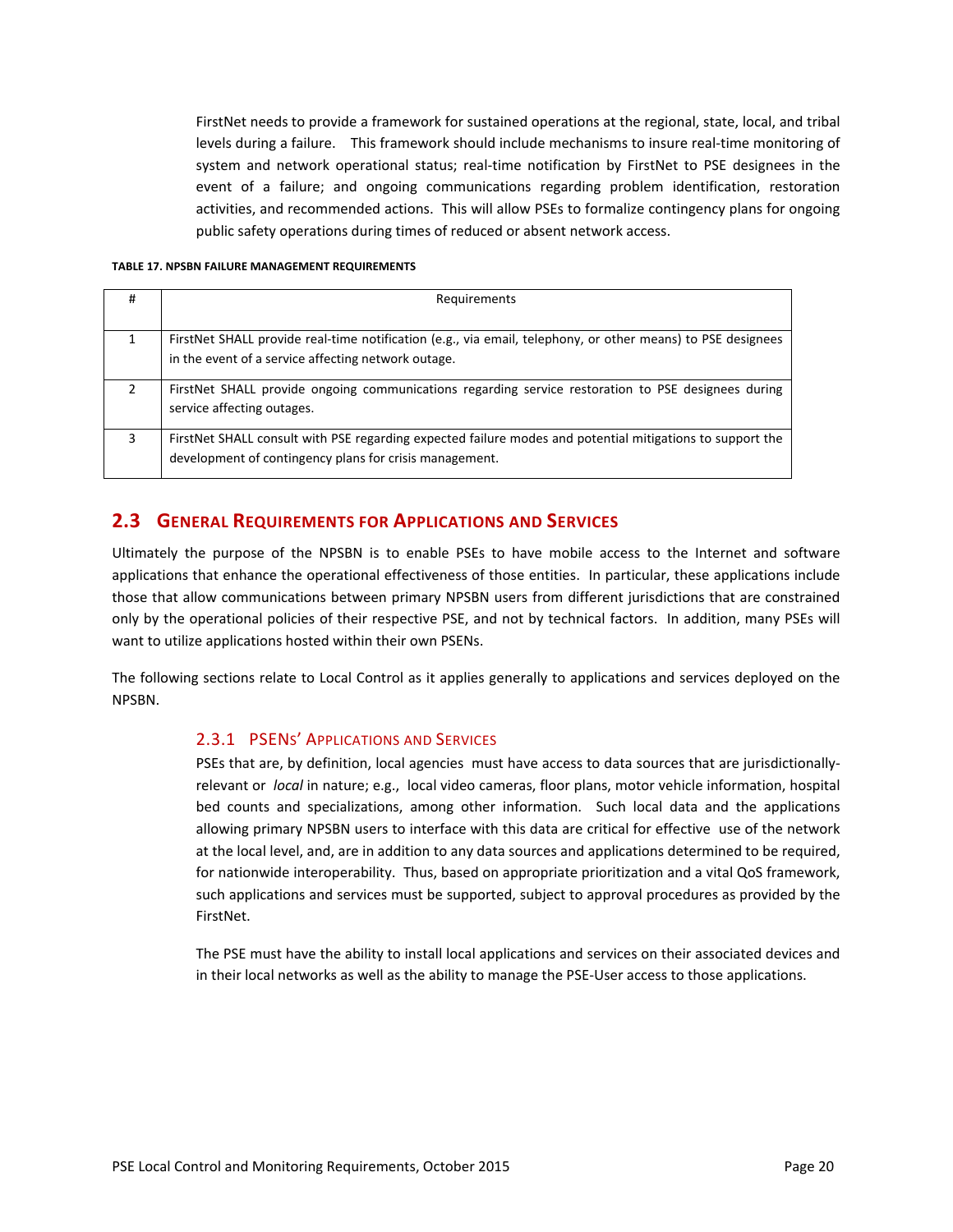FirstNet needs to provide a framework for sustained operations at the regional, state, local, and tribal levels during a failure. This framework should include mechanisms to insure real-time monitoring of system and network operational status; real-time notification by FirstNet to PSE designees in the event of a failure; and ongoing communications regarding problem identification, restoration activities, and recommended actions. This will allow PSEs to formalize contingency plans for ongoing public safety operations during times of reduced or absent network access.

**TABLE 17. NPSBN FAILURE MANAGEMENT REQUIREMENTS**

| # | Requirements |
|---|---|
| 1 | FirstNet SHALL provide real-time notification (e.g., via email, telephony, or other means) to PSE designees in the event of a service affecting network outage. |
| 2 | FirstNet SHALL provide ongoing communications regarding service restoration to PSE designees during service affecting outages. |
| 3 | FirstNet SHALL consult with PSE regarding expected failure modes and potential mitigations to support the development of contingency plans for crisis management. |

## 2.3 General Requirements for Applications and Services

Ultimately the purpose of the NPSBN is to enable PSEs to have mobile access to the Internet and software applications that enhance the operational effectiveness of those entities. In particular, these applications include those that allow communications between primary NPSBN users from different jurisdictions that are constrained only by the operational policies of their respective PSE, and not by technical factors. In addition, many PSEs will want to utilize applications hosted within their own PSENs.

The following sections relate to Local Control as it applies generally to applications and services deployed on the NPSBN.

### 2.3.1 PSENs' Applications and Services

PSEs that are, by definition, local agencies must have access to data sources that are jurisdictionally-relevant or *local* in nature; e.g., local video cameras, floor plans, motor vehicle information, hospital bed counts and specializations, among other information. Such local data and the applications allowing primary NPSBN users to interface with this data are critical for effective use of the network at the local level, and, are in addition to any data sources and applications determined to be required, for nationwide interoperability. Thus, based on appropriate prioritization and a vital QoS framework, such applications and services must be supported, subject to approval procedures as provided by the FirstNet.

The PSE must have the ability to install local applications and services on their associated devices and in their local networks as well as the ability to manage the PSE-User access to those applications.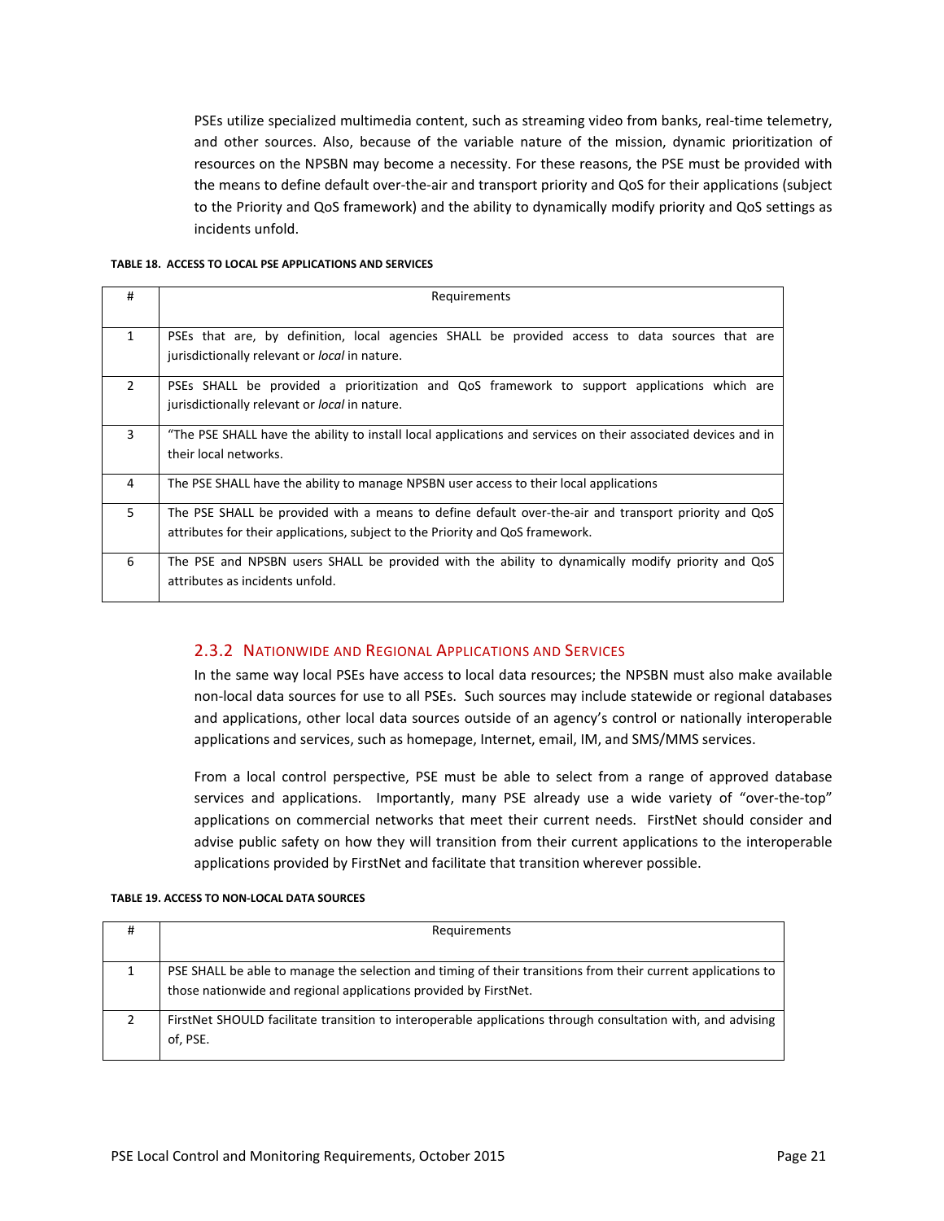PSEs utilize specialized multimedia content, such as streaming video from banks, real-time telemetry, and other sources. Also, because of the variable nature of the mission, dynamic prioritization of resources on the NPSBN may become a necessity. For these reasons, the PSE must be provided with the means to define default over-the-air and transport priority and QoS for their applications (subject to the Priority and QoS framework) and the ability to dynamically modify priority and QoS settings as incidents unfold.

**TABLE 18. ACCESS TO LOCAL PSE APPLICATIONS AND SERVICES**

| # | Requirements |
|---|---|
| 1 | PSEs that are, by definition, local agencies SHALL be provided access to data sources that are jurisdictionally relevant or *local* in nature. |
| 2 | PSEs SHALL be provided a prioritization and QoS framework to support applications which are jurisdictionally relevant or *local* in nature. |
| 3 | "The PSE SHALL have the ability to install local applications and services on their associated devices and in their local networks. |
| 4 | The PSE SHALL have the ability to manage NPSBN user access to their local applications |
| 5 | The PSE SHALL be provided with a means to define default over-the-air and transport priority and QoS attributes for their applications, subject to the Priority and QoS framework. |
| 6 | The PSE and NPSBN users SHALL be provided with the ability to dynamically modify priority and QoS attributes as incidents unfold. |

### 2.3.2 Nationwide and Regional Applications and Services

In the same way local PSEs have access to local data resources; the NPSBN must also make available non-local data sources for use to all PSEs. Such sources may include statewide or regional databases and applications, other local data sources outside of an agency's control or nationally interoperable applications and services, such as homepage, Internet, email, IM, and SMS/MMS services.

From a local control perspective, PSE must be able to select from a range of approved database services and applications. Importantly, many PSE already use a wide variety of "over-the-top" applications on commercial networks that meet their current needs. FirstNet should consider and advise public safety on how they will transition from their current applications to the interoperable applications provided by FirstNet and facilitate that transition wherever possible.

**TABLE 19. ACCESS TO NON-LOCAL DATA SOURCES**

| # | Requirements |
|---|---|
| 1 | PSE SHALL be able to manage the selection and timing of their transitions from their current applications to those nationwide and regional applications provided by FirstNet. |
| 2 | FirstNet SHOULD facilitate transition to interoperable applications through consultation with, and advising of, PSE. |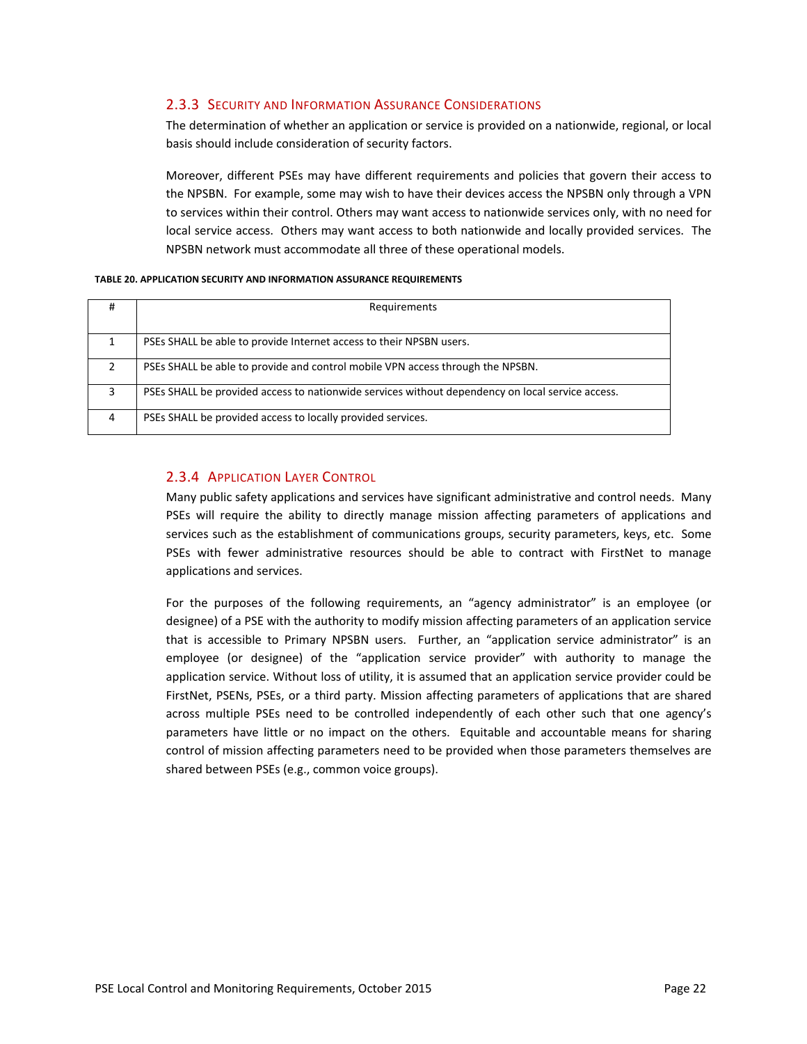### 2.3.3 Security and Information Assurance Considerations

The determination of whether an application or service is provided on a nationwide, regional, or local basis should include consideration of security factors.

Moreover, different PSEs may have different requirements and policies that govern their access to the NPSBN. For example, some may wish to have their devices access the NPSBN only through a VPN to services within their control. Others may want access to nationwide services only, with no need for local service access. Others may want access to both nationwide and locally provided services. The NPSBN network must accommodate all three of these operational models.

**TABLE 20. APPLICATION SECURITY AND INFORMATION ASSURANCE REQUIREMENTS**

| # | Requirements |
|---|---|
| 1 | PSEs SHALL be able to provide Internet access to their NPSBN users. |
| 2 | PSEs SHALL be able to provide and control mobile VPN access through the NPSBN. |
| 3 | PSEs SHALL be provided access to nationwide services without dependency on local service access. |
| 4 | PSEs SHALL be provided access to locally provided services. |

### 2.3.4 Application Layer Control

Many public safety applications and services have significant administrative and control needs. Many PSEs will require the ability to directly manage mission affecting parameters of applications and services such as the establishment of communications groups, security parameters, keys, etc. Some PSEs with fewer administrative resources should be able to contract with FirstNet to manage applications and services.

For the purposes of the following requirements, an "agency administrator" is an employee (or designee) of a PSE with the authority to modify mission affecting parameters of an application service that is accessible to Primary NPSBN users. Further, an "application service administrator" is an employee (or designee) of the "application service provider" with authority to manage the application service. Without loss of utility, it is assumed that an application service provider could be FirstNet, PSENs, PSEs, or a third party. Mission affecting parameters of applications that are shared across multiple PSEs need to be controlled independently of each other such that one agency's parameters have little or no impact on the others. Equitable and accountable means for sharing control of mission affecting parameters need to be provided when those parameters themselves are shared between PSEs (e.g., common voice groups).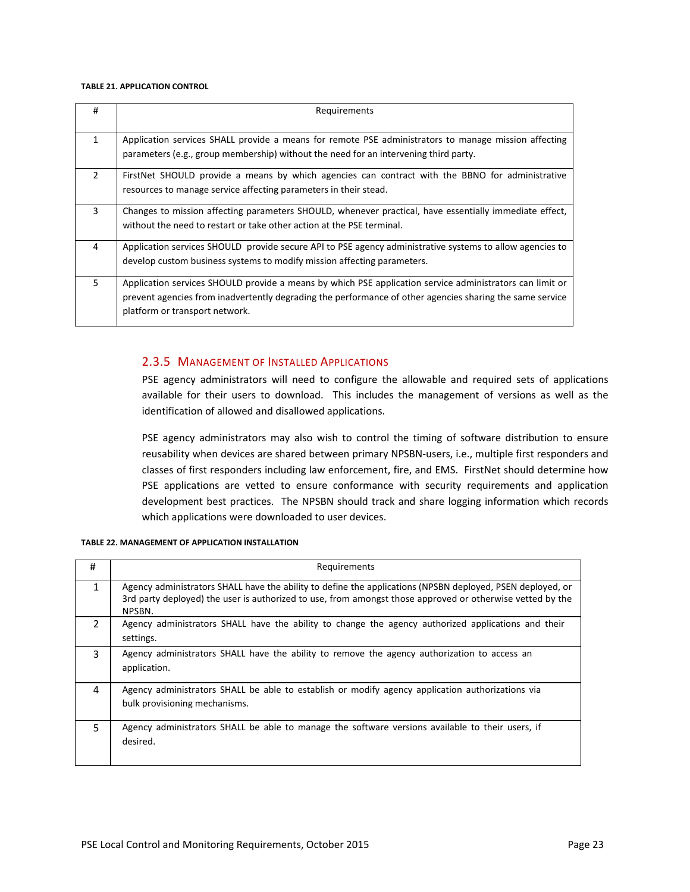**TABLE 21. APPLICATION CONTROL**

| # | Requirements |
|---|---|
| 1 | Application services SHALL provide a means for remote PSE administrators to manage mission affecting parameters (e.g., group membership) without the need for an intervening third party. |
| 2 | FirstNet SHOULD provide a means by which agencies can contract with the BBNO for administrative resources to manage service affecting parameters in their stead. |
| 3 | Changes to mission affecting parameters SHOULD, whenever practical, have essentially immediate effect, without the need to restart or take other action at the PSE terminal. |
| 4 | Application services SHOULD provide secure API to PSE agency administrative systems to allow agencies to develop custom business systems to modify mission affecting parameters. |
| 5 | Application services SHOULD provide a means by which PSE application service administrators can limit or prevent agencies from inadvertently degrading the performance of other agencies sharing the same service platform or transport network. |

### 2.3.5 Management of Installed Applications

PSE agency administrators will need to configure the allowable and required sets of applications available for their users to download. This includes the management of versions as well as the identification of allowed and disallowed applications.

PSE agency administrators may also wish to control the timing of software distribution to ensure reusability when devices are shared between primary NPSBN-users, i.e., multiple first responders and classes of first responders including law enforcement, fire, and EMS. FirstNet should determine how PSE applications are vetted to ensure conformance with security requirements and application development best practices. The NPSBN should track and share logging information which records which applications were downloaded to user devices.

**TABLE 22. MANAGEMENT OF APPLICATION INSTALLATION**

| # | Requirements |
|---|---|
| 1 | Agency administrators SHALL have the ability to define the applications (NPSBN deployed, PSEN deployed, or 3rd party deployed) the user is authorized to use, from amongst those approved or otherwise vetted by the NPSBN. |
| 2 | Agency administrators SHALL have the ability to change the agency authorized applications and their settings. |
| 3 | Agency administrators SHALL have the ability to remove the agency authorization to access an application. |
| 4 | Agency administrators SHALL be able to establish or modify agency application authorizations via bulk provisioning mechanisms. |
| 5 | Agency administrators SHALL be able to manage the software versions available to their users, if desired. |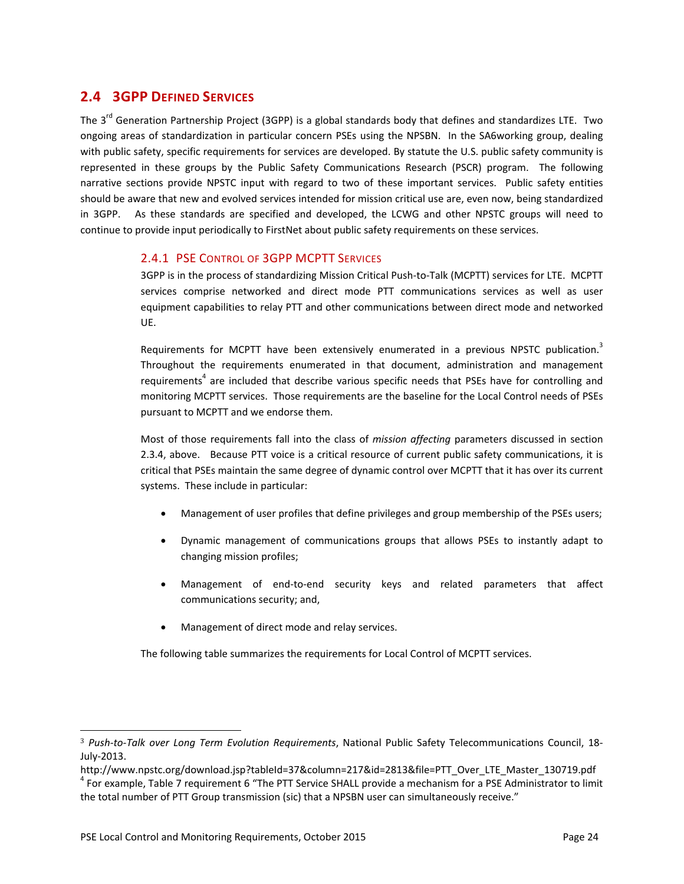## 2.4 3GPP Defined Services

The 3rd Generation Partnership Project (3GPP) is a global standards body that defines and standardizes LTE. Two ongoing areas of standardization in particular concern PSEs using the NPSBN. In the SA6working group, dealing with public safety, specific requirements for services are developed. By statute the U.S. public safety community is represented in these groups by the Public Safety Communications Research (PSCR) program. The following narrative sections provide NPSTC input with regard to two of these important services. Public safety entities should be aware that new and evolved services intended for mission critical use are, even now, being standardized in 3GPP. As these standards are specified and developed, the LCWG and other NPSTC groups will need to continue to provide input periodically to FirstNet about public safety requirements on these services.

### 2.4.1 PSE Control of 3GPP MCPTT Services

3GPP is in the process of standardizing Mission Critical Push-to-Talk (MCPTT) services for LTE. MCPTT services comprise networked and direct mode PTT communications services as well as user equipment capabilities to relay PTT and other communications between direct mode and networked UE.

Requirements for MCPTT have been extensively enumerated in a previous NPSTC publication.[3] Throughout the requirements enumerated in that document, administration and management requirements[4] are included that describe various specific needs that PSEs have for controlling and monitoring MCPTT services. Those requirements are the baseline for the Local Control needs of PSEs pursuant to MCPTT and we endorse them.

Most of those requirements fall into the class of *mission affecting* parameters discussed in section 2.3.4, above. Because PTT voice is a critical resource of current public safety communications, it is critical that PSEs maintain the same degree of dynamic control over MCPTT that it has over its current systems. These include in particular:

- Management of user profiles that define privileges and group membership of the PSEs users;
- Dynamic management of communications groups that allows PSEs to instantly adapt to changing mission profiles;
- Management of end-to-end security keys and related parameters that affect communications security; and,
- Management of direct mode and relay services.

The following table summarizes the requirements for Local Control of MCPTT services.

---

[3] *Push-to-Talk over Long Term Evolution Requirements*, National Public Safety Telecommunications Council, 18-July-2013. http://www.npstc.org/download.jsp?tableId=37&column=217&id=2813&file=PTT_Over_LTE_Master_130719.pdf

[4] For example, Table 7 requirement 6 "The PTT Service SHALL provide a mechanism for a PSE Administrator to limit the total number of PTT Group transmission (sic) that a NPSBN user can simultaneously receive."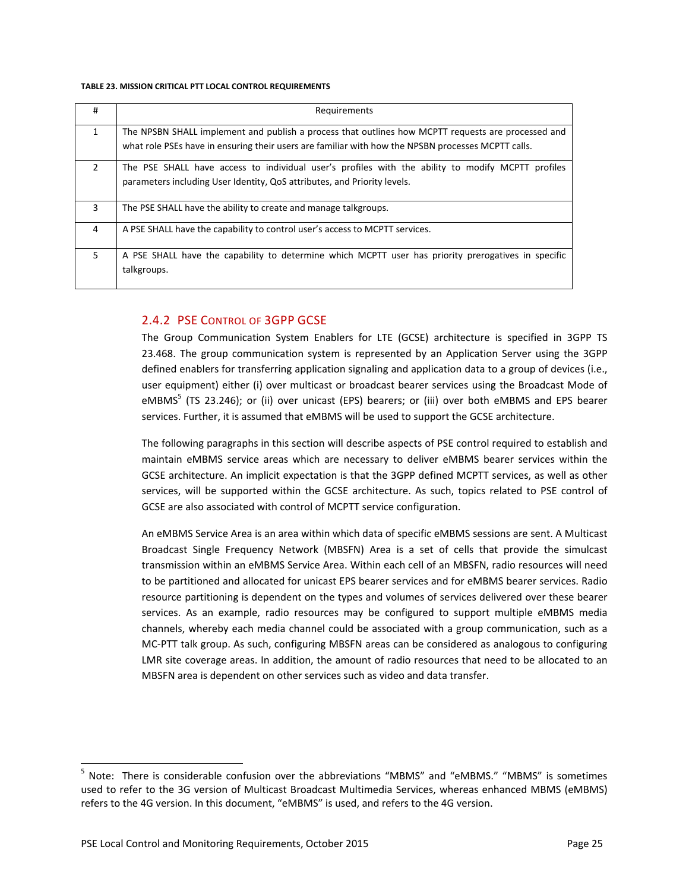**TABLE 23. MISSION CRITICAL PTT LOCAL CONTROL REQUIREMENTS**

| # | Requirements |
|---|---|
| 1 | The NPSBN SHALL implement and publish a process that outlines how MCPTT requests are processed and what role PSEs have in ensuring their users are familiar with how the NPSBN processes MCPTT calls. |
| 2 | The PSE SHALL have access to individual user's profiles with the ability to modify MCPTT profiles parameters including User Identity, QoS attributes, and Priority levels. |
| 3 | The PSE SHALL have the ability to create and manage talkgroups. |
| 4 | A PSE SHALL have the capability to control user's access to MCPTT services. |
| 5 | A PSE SHALL have the capability to determine which MCPTT user has priority prerogatives in specific talkgroups. |

### 2.4.2 PSE Control of 3GPP GCSE

The Group Communication System Enablers for LTE (GCSE) architecture is specified in 3GPP TS 23.468. The group communication system is represented by an Application Server using the 3GPP defined enablers for transferring application signaling and application data to a group of devices (i.e., user equipment) either (i) over multicast or broadcast bearer services using the Broadcast Mode of eMBMS[5] (TS 23.246); or (ii) over unicast (EPS) bearers; or (iii) over both eMBMS and EPS bearer services. Further, it is assumed that eMBMS will be used to support the GCSE architecture.

The following paragraphs in this section will describe aspects of PSE control required to establish and maintain eMBMS service areas which are necessary to deliver eMBMS bearer services within the GCSE architecture. An implicit expectation is that the 3GPP defined MCPTT services, as well as other services, will be supported within the GCSE architecture. As such, topics related to PSE control of GCSE are also associated with control of MCPTT service configuration.

An eMBMS Service Area is an area within which data of specific eMBMS sessions are sent. A Multicast Broadcast Single Frequency Network (MBSFN) Area is a set of cells that provide the simulcast transmission within an eMBMS Service Area. Within each cell of an MBSFN, radio resources will need to be partitioned and allocated for unicast EPS bearer services and for eMBMS bearer services. Radio resource partitioning is dependent on the types and volumes of services delivered over these bearer services. As an example, radio resources may be configured to support multiple eMBMS media channels, whereby each media channel could be associated with a group communication, such as a MC-PTT talk group. As such, configuring MBSFN areas can be considered as analogous to configuring LMR site coverage areas. In addition, the amount of radio resources that need to be allocated to an MBSFN area is dependent on other services such as video and data transfer.

---

[5] Note: There is considerable confusion over the abbreviations "MBMS" and "eMBMS." "MBMS" is sometimes used to refer to the 3G version of Multicast Broadcast Multimedia Services, whereas enhanced MBMS (eMBMS) refers to the 4G version. In this document, "eMBMS" is used, and refers to the 4G version.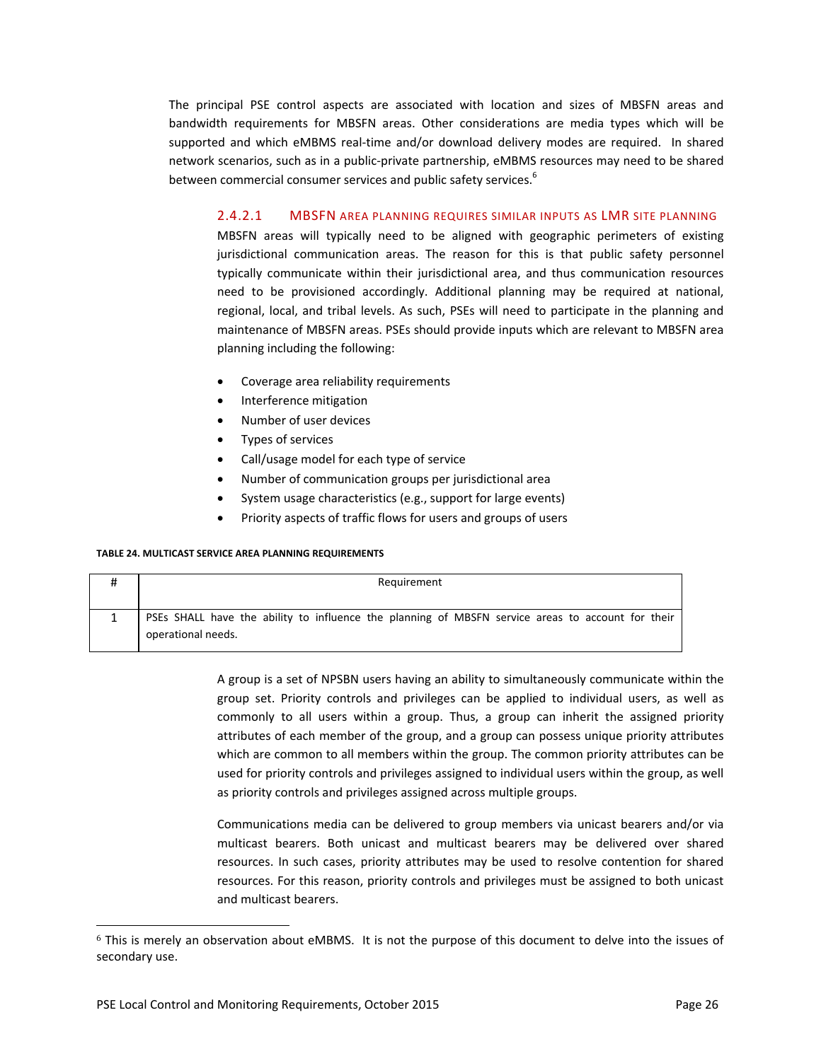The principal PSE control aspects are associated with location and sizes of MBSFN areas and bandwidth requirements for MBSFN areas. Other considerations are media types which will be supported and which eMBMS real-time and/or download delivery modes are required. In shared network scenarios, such as in a public-private partnership, eMBMS resources may need to be shared between commercial consumer services and public safety services.[6]

#### 2.4.2.1 MBSFN AREA PLANNING REQUIRES SIMILAR INPUTS AS LMR SITE PLANNING

MBSFN areas will typically need to be aligned with geographic perimeters of existing jurisdictional communication areas. The reason for this is that public safety personnel typically communicate within their jurisdictional area, and thus communication resources need to be provisioned accordingly. Additional planning may be required at national, regional, local, and tribal levels. As such, PSEs will need to participate in the planning and maintenance of MBSFN areas. PSEs should provide inputs which are relevant to MBSFN area planning including the following:

- Coverage area reliability requirements
- Interference mitigation
- Number of user devices
- Types of services
- Call/usage model for each type of service
- Number of communication groups per jurisdictional area
- System usage characteristics (e.g., support for large events)
- Priority aspects of traffic flows for users and groups of users

**TABLE 24. MULTICAST SERVICE AREA PLANNING REQUIREMENTS**

| # | Requirement |
|---|---|
| 1 | PSEs SHALL have the ability to influence the planning of MBSFN service areas to account for their operational needs. |

A group is a set of NPSBN users having an ability to simultaneously communicate within the group set. Priority controls and privileges can be applied to individual users, as well as commonly to all users within a group. Thus, a group can inherit the assigned priority attributes of each member of the group, and a group can possess unique priority attributes which are common to all members within the group. The common priority attributes can be used for priority controls and privileges assigned to individual users within the group, as well as priority controls and privileges assigned across multiple groups.

Communications media can be delivered to group members via unicast bearers and/or via multicast bearers. Both unicast and multicast bearers may be delivered over shared resources. In such cases, priority attributes may be used to resolve contention for shared resources. For this reason, priority controls and privileges must be assigned to both unicast and multicast bearers.

[6] This is merely an observation about eMBMS. It is not the purpose of this document to delve into the issues of secondary use.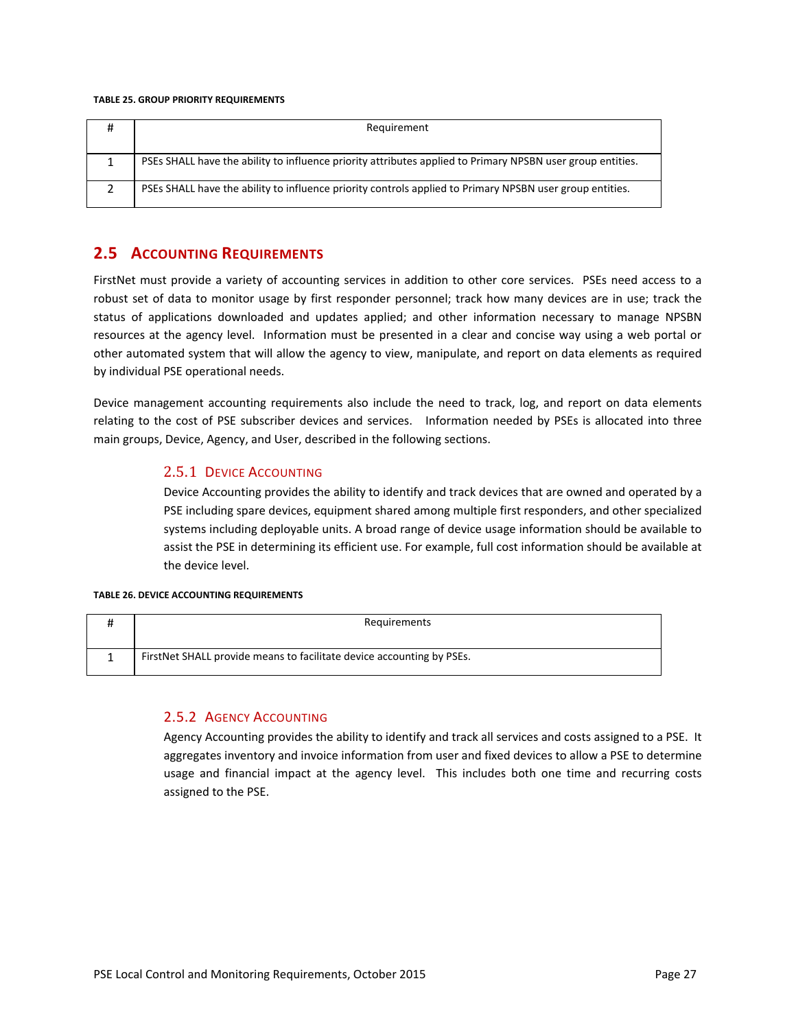**TABLE 25. GROUP PRIORITY REQUIREMENTS**

| # | Requirement |
|---|---|
| 1 | PSEs SHALL have the ability to influence priority attributes applied to Primary NPSBN user group entities. |
| 2 | PSEs SHALL have the ability to influence priority controls applied to Primary NPSBN user group entities. |

## 2.5 Accounting Requirements

FirstNet must provide a variety of accounting services in addition to other core services. PSEs need access to a robust set of data to monitor usage by first responder personnel; track how many devices are in use; track the status of applications downloaded and updates applied; and other information necessary to manage NPSBN resources at the agency level. Information must be presented in a clear and concise way using a web portal or other automated system that will allow the agency to view, manipulate, and report on data elements as required by individual PSE operational needs.

Device management accounting requirements also include the need to track, log, and report on data elements relating to the cost of PSE subscriber devices and services. Information needed by PSEs is allocated into three main groups, Device, Agency, and User, described in the following sections.

### 2.5.1 Device Accounting

Device Accounting provides the ability to identify and track devices that are owned and operated by a PSE including spare devices, equipment shared among multiple first responders, and other specialized systems including deployable units. A broad range of device usage information should be available to assist the PSE in determining its efficient use. For example, full cost information should be available at the device level.

**TABLE 26. DEVICE ACCOUNTING REQUIREMENTS**

| # | Requirements |
|---|---|
| 1 | FirstNet SHALL provide means to facilitate device accounting by PSEs. |

### 2.5.2 Agency Accounting

Agency Accounting provides the ability to identify and track all services and costs assigned to a PSE. It aggregates inventory and invoice information from user and fixed devices to allow a PSE to determine usage and financial impact at the agency level. This includes both one time and recurring costs assigned to the PSE.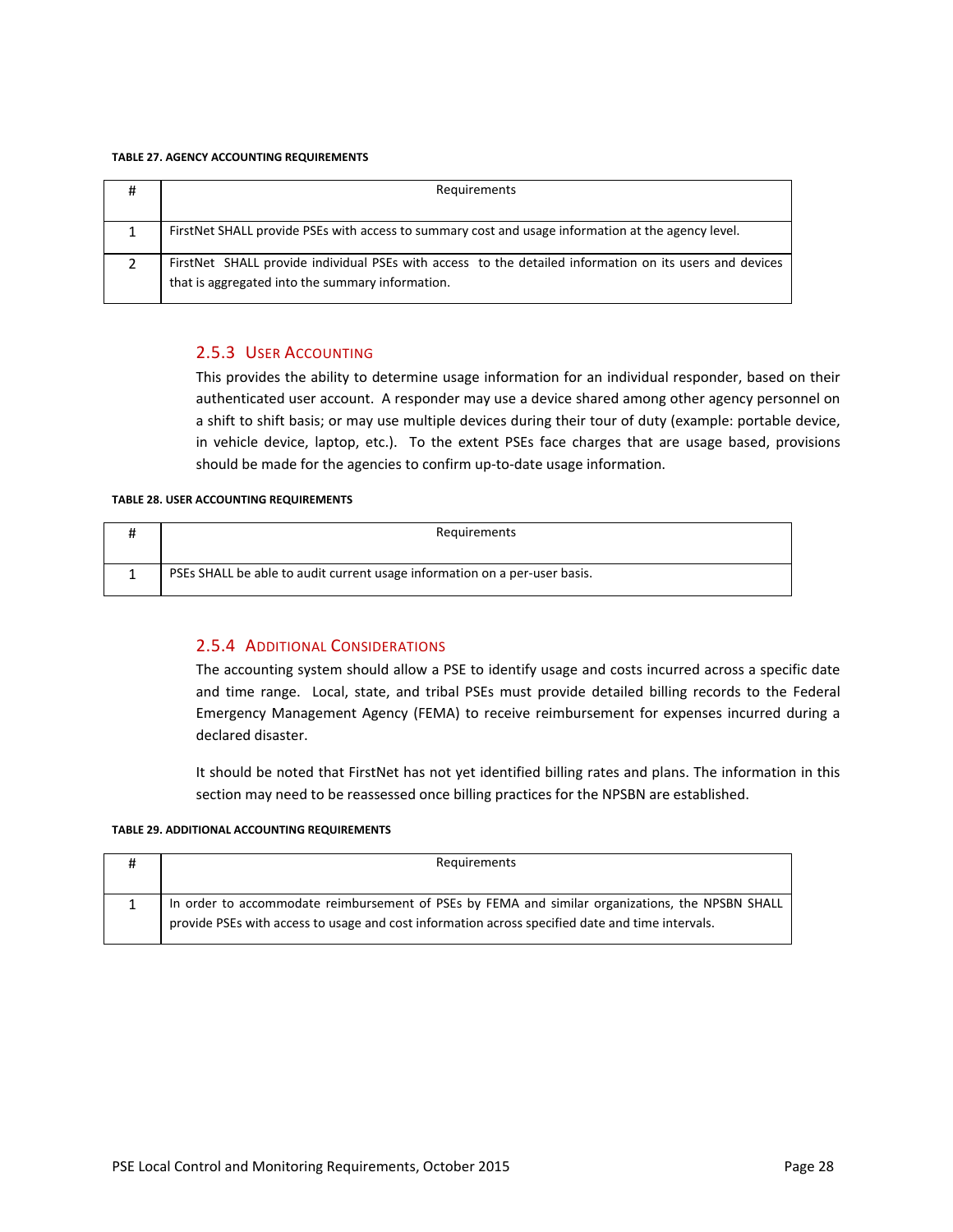**TABLE 27. AGENCY ACCOUNTING REQUIREMENTS**

| # | Requirements |
|---|---|
| 1 | FirstNet SHALL provide PSEs with access to summary cost and usage information at the agency level. |
| 2 | FirstNet SHALL provide individual PSEs with access to the detailed information on its users and devices that is aggregated into the summary information. |

### 2.5.3 User Accounting

This provides the ability to determine usage information for an individual responder, based on their authenticated user account. A responder may use a device shared among other agency personnel on a shift to shift basis; or may use multiple devices during their tour of duty (example: portable device, in vehicle device, laptop, etc.). To the extent PSEs face charges that are usage based, provisions should be made for the agencies to confirm up-to-date usage information.

**TABLE 28. USER ACCOUNTING REQUIREMENTS**

| # | Requirements |
|---|---|
| 1 | PSEs SHALL be able to audit current usage information on a per-user basis. |

### 2.5.4 Additional Considerations

The accounting system should allow a PSE to identify usage and costs incurred across a specific date and time range. Local, state, and tribal PSEs must provide detailed billing records to the Federal Emergency Management Agency (FEMA) to receive reimbursement for expenses incurred during a declared disaster.

It should be noted that FirstNet has not yet identified billing rates and plans. The information in this section may need to be reassessed once billing practices for the NPSBN are established.

**TABLE 29. ADDITIONAL ACCOUNTING REQUIREMENTS**

| # | Requirements |
|---|---|
| 1 | In order to accommodate reimbursement of PSEs by FEMA and similar organizations, the NPSBN SHALL provide PSEs with access to usage and cost information across specified date and time intervals. |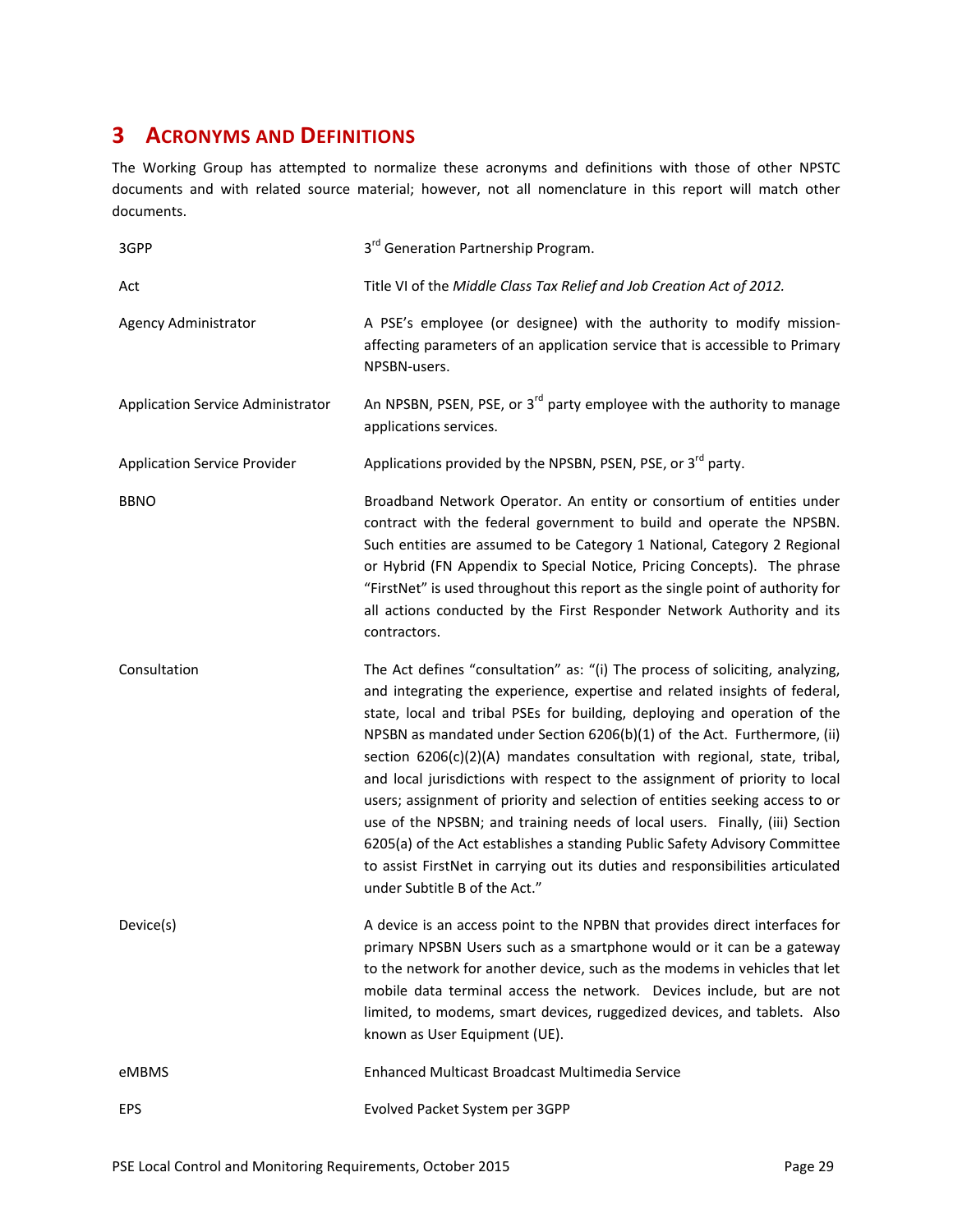# 3 Acronyms and Definitions

The Working Group has attempted to normalize these acronyms and definitions with those of other NPSTC documents and with related source material; however, not all nomenclature in this report will match other documents.

| | |
|---|---|
| 3GPP | 3rd Generation Partnership Program. |
| Act | Title VI of the *Middle Class Tax Relief and Job Creation Act of 2012.* |
| Agency Administrator | A PSE's employee (or designee) with the authority to modify mission-affecting parameters of an application service that is accessible to Primary NPSBN-users. |
| Application Service Administrator | An NPSBN, PSEN, PSE, or 3rd party employee with the authority to manage applications services. |
| Application Service Provider | Applications provided by the NPSBN, PSEN, PSE, or 3rd party. |
| BBNO | Broadband Network Operator. An entity or consortium of entities under contract with the federal government to build and operate the NPSBN. Such entities are assumed to be Category 1 National, Category 2 Regional or Hybrid (FN Appendix to Special Notice, Pricing Concepts). The phrase "FirstNet" is used throughout this report as the single point of authority for all actions conducted by the First Responder Network Authority and its contractors. |
| Consultation | The Act defines "consultation" as: "(i) The process of soliciting, analyzing, and integrating the experience, expertise and related insights of federal, state, local and tribal PSEs for building, deploying and operation of the NPSBN as mandated under Section 6206(b)(1) of the Act. Furthermore, (ii) section 6206(c)(2)(A) mandates consultation with regional, state, tribal, and local jurisdictions with respect to the assignment of priority to local users; assignment of priority and selection of entities seeking access to or use of the NPSBN; and training needs of local users. Finally, (iii) Section 6205(a) of the Act establishes a standing Public Safety Advisory Committee to assist FirstNet in carrying out its duties and responsibilities articulated under Subtitle B of the Act." |
| Device(s) | A device is an access point to the NPBN that provides direct interfaces for primary NPSBN Users such as a smartphone would or it can be a gateway to the network for another device, such as the modems in vehicles that let mobile data terminal access the network. Devices include, but are not limited, to modems, smart devices, ruggedized devices, and tablets. Also known as User Equipment (UE). |
| eMBMS | Enhanced Multicast Broadcast Multimedia Service |
| EPS | Evolved Packet System per 3GPP |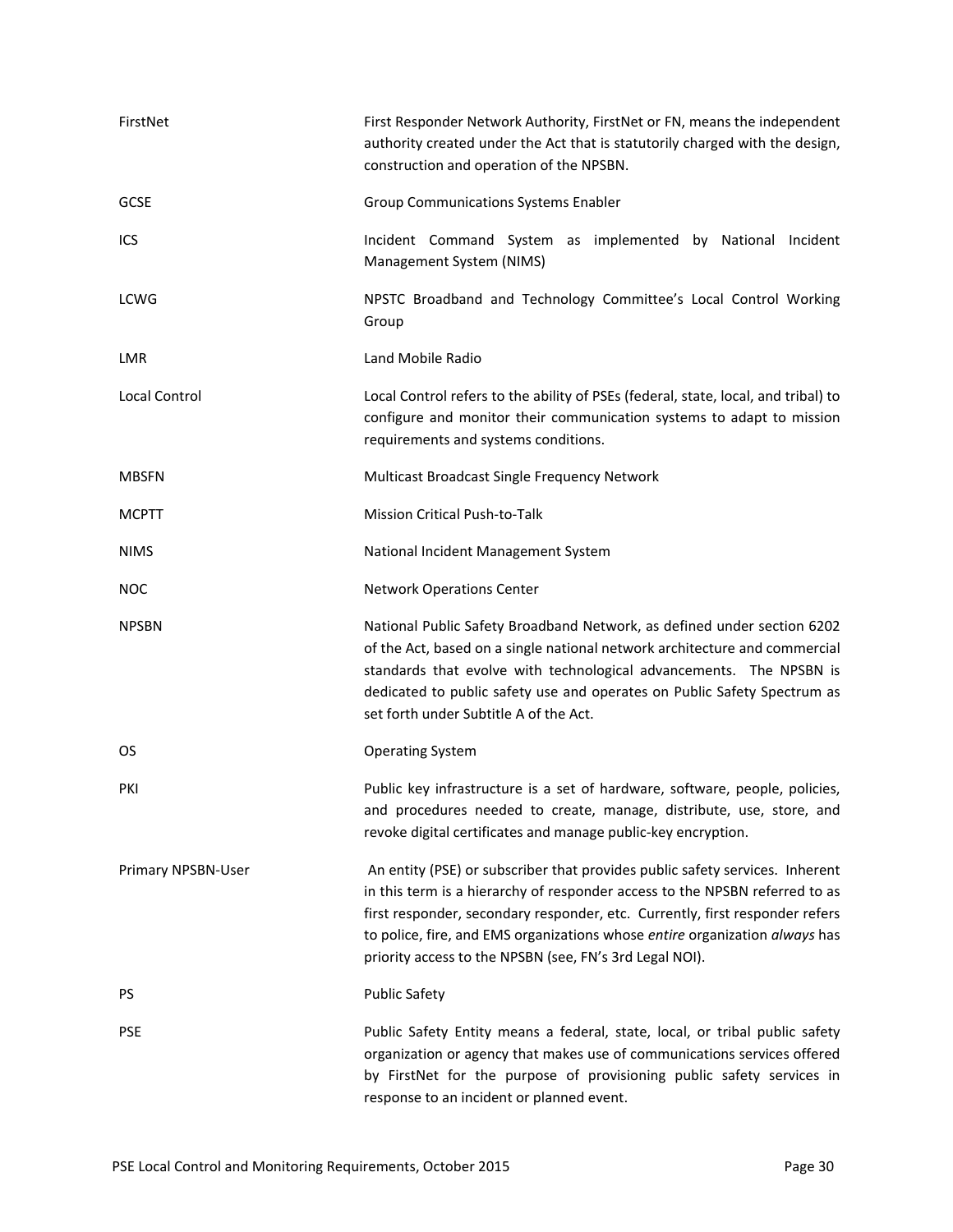| | |
|---|---|
| FirstNet | First Responder Network Authority, FirstNet or FN, means the independent authority created under the Act that is statutorily charged with the design, construction and operation of the NPSBN. |
| GCSE | Group Communications Systems Enabler |
| ICS | Incident Command System as implemented by National Incident Management System (NIMS) |
| LCWG | NPSTC Broadband and Technology Committee's Local Control Working Group |
| LMR | Land Mobile Radio |
| Local Control | Local Control refers to the ability of PSEs (federal, state, local, and tribal) to configure and monitor their communication systems to adapt to mission requirements and systems conditions. |
| MBSFN | Multicast Broadcast Single Frequency Network |
| MCPTT | Mission Critical Push-to-Talk |
| NIMS | National Incident Management System |
| NOC | Network Operations Center |
| NPSBN | National Public Safety Broadband Network, as defined under section 6202 of the Act, based on a single national network architecture and commercial standards that evolve with technological advancements. The NPSBN is dedicated to public safety use and operates on Public Safety Spectrum as set forth under Subtitle A of the Act. |
| OS | Operating System |
| PKI | Public key infrastructure is a set of hardware, software, people, policies, and procedures needed to create, manage, distribute, use, store, and revoke digital certificates and manage public-key encryption. |
| Primary NPSBN-User | An entity (PSE) or subscriber that provides public safety services. Inherent in this term is a hierarchy of responder access to the NPSBN referred to as first responder, secondary responder, etc. Currently, first responder refers to police, fire, and EMS organizations whose *entire* organization *always* has priority access to the NPSBN (see, FN's 3rd Legal NOI). |
| PS | Public Safety |
| PSE | Public Safety Entity means a federal, state, local, or tribal public safety organization or agency that makes use of communications services offered by FirstNet for the purpose of provisioning public safety services in response to an incident or planned event. |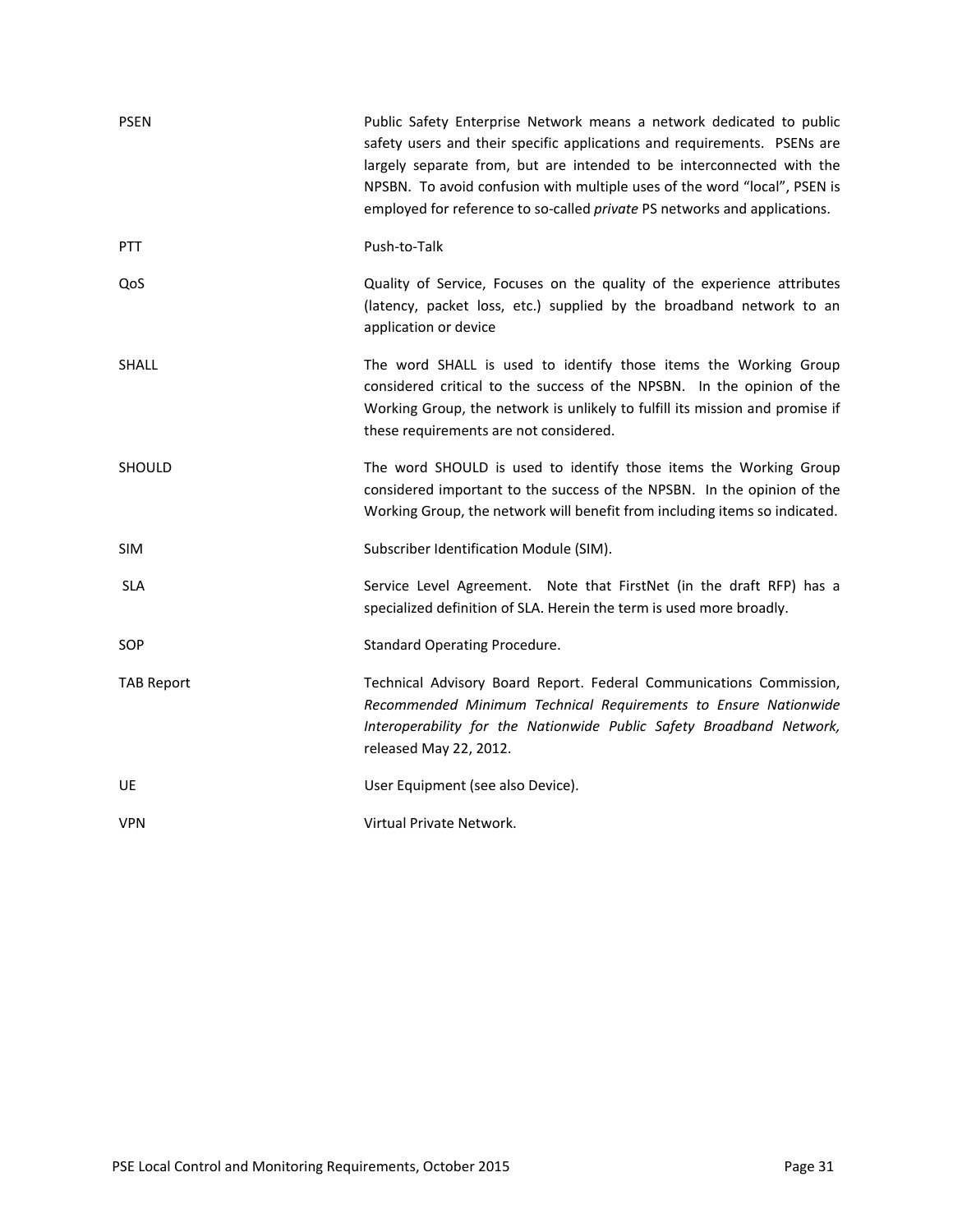| | |
|---|---|
| PSEN | Public Safety Enterprise Network means a network dedicated to public safety users and their specific applications and requirements. PSENs are largely separate from, but are intended to be interconnected with the NPSBN. To avoid confusion with multiple uses of the word "local", PSEN is employed for reference to so-called *private* PS networks and applications. |
| PTT | Push-to-Talk |
| QoS | Quality of Service, Focuses on the quality of the experience attributes (latency, packet loss, etc.) supplied by the broadband network to an application or device |
| SHALL | The word SHALL is used to identify those items the Working Group considered critical to the success of the NPSBN. In the opinion of the Working Group, the network is unlikely to fulfill its mission and promise if these requirements are not considered. |
| SHOULD | The word SHOULD is used to identify those items the Working Group considered important to the success of the NPSBN. In the opinion of the Working Group, the network will benefit from including items so indicated. |
| SIM | Subscriber Identification Module (SIM). |
| SLA | Service Level Agreement. Note that FirstNet (in the draft RFP) has a specialized definition of SLA. Herein the term is used more broadly. |
| SOP | Standard Operating Procedure. |
| TAB Report | Technical Advisory Board Report. Federal Communications Commission, *Recommended Minimum Technical Requirements to Ensure Nationwide Interoperability for the Nationwide Public Safety Broadband Network,* released May 22, 2012. |
| UE | User Equipment (see also Device). |
| VPN | Virtual Private Network. |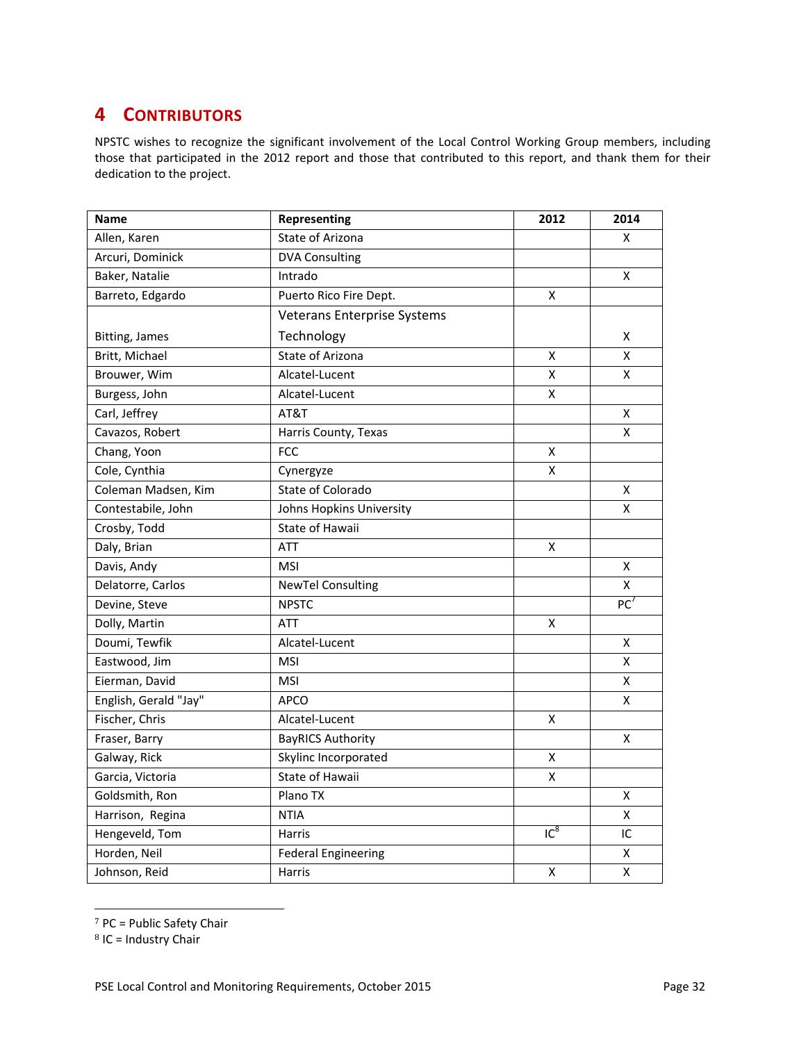# 4 CONTRIBUTORS

NPSTC wishes to recognize the significant involvement of the Local Control Working Group members, including those that participated in the 2012 report and those that contributed to this report, and thank them for their dedication to the project.

| Name | Representing | 2012 | 2014 |
|---|---|---|---|
| Allen, Karen | State of Arizona | | X |
| Arcuri, Dominick | DVA Consulting | | |
| Baker, Natalie | Intrado | | X |
| Barreto, Edgardo | Puerto Rico Fire Dept. | X | |
| Bitting, James | Veterans Enterprise Systems Technology | | X |
| Britt, Michael | State of Arizona | X | X |
| Brouwer, Wim | Alcatel-Lucent | X | X |
| Burgess, John | Alcatel-Lucent | X | |
| Carl, Jeffrey | AT&T | | X |
| Cavazos, Robert | Harris County, Texas | | X |
| Chang, Yoon | FCC | X | |
| Cole, Cynthia | Cynergyze | X | |
| Coleman Madsen, Kim | State of Colorado | | X |
| Contestabile, John | Johns Hopkins University | | X |
| Crosby, Todd | State of Hawaii | | |
| Daly, Brian | ATT | X | |
| Davis, Andy | MSI | | X |
| Delatorre, Carlos | NewTel Consulting | | X |
| Devine, Steve | NPSTC | | PC[7] |
| Dolly, Martin | ATT | X | |
| Doumi, Tewfik | Alcatel-Lucent | | X |
| Eastwood, Jim | MSI | | X |
| Eierman, David | MSI | | X |
| English, Gerald "Jay" | APCO | | X |
| Fischer, Chris | Alcatel-Lucent | X | |
| Fraser, Barry | BayRICS Authority | | X |
| Galway, Rick | Skylinc Incorporated | X | |
| Garcia, Victoria | State of Hawaii | X | |
| Goldsmith, Ron | Plano TX | | X |
| Harrison, Regina | NTIA | | X |
| Hengeveld, Tom | Harris | IC[8] | IC |
| Horden, Neil | Federal Engineering | | X |
| Johnson, Reid | Harris | X | X |

[7] PC = Public Safety Chair

[8] IC = Industry Chair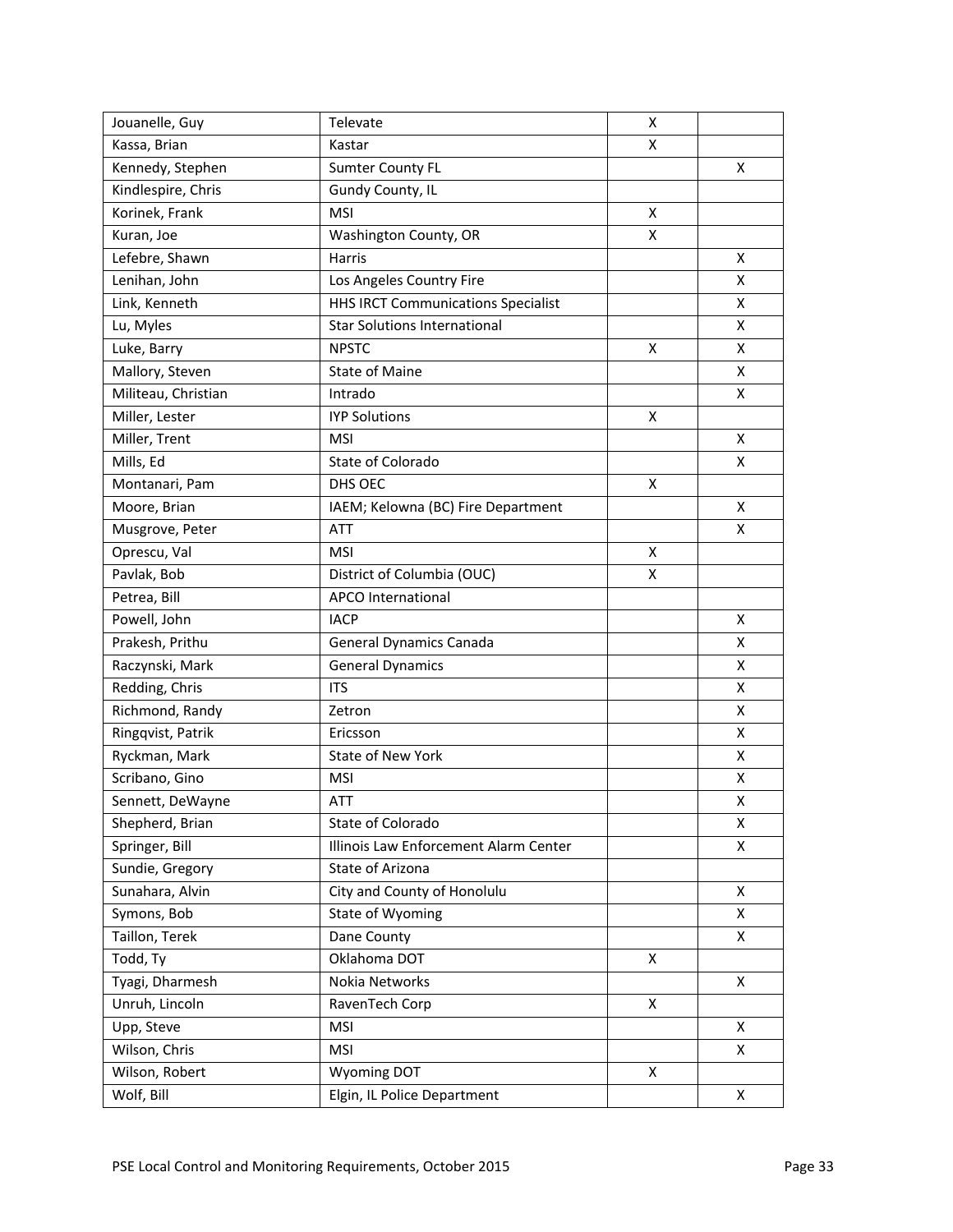| | | | |
|---|---|---|---|
| Jouanelle, Guy | Televate | X | |
| Kassa, Brian | Kastar | X | |
| Kennedy, Stephen | Sumter County FL | | X |
| Kindlespire, Chris | Gundy County, IL | | |
| Korinek, Frank | MSI | X | |
| Kuran, Joe | Washington County, OR | X | |
| Lefebre, Shawn | Harris | | X |
| Lenihan, John | Los Angeles Country Fire | | X |
| Link, Kenneth | HHS IRCT Communications Specialist | | X |
| Lu, Myles | Star Solutions International | | X |
| Luke, Barry | NPSTC | X | X |
| Mallory, Steven | State of Maine | | X |
| Militeau, Christian | Intrado | | X |
| Miller, Lester | IYP Solutions | X | |
| Miller, Trent | MSI | | X |
| Mills, Ed | State of Colorado | | X |
| Montanari, Pam | DHS OEC | X | |
| Moore, Brian | IAEM; Kelowna (BC) Fire Department | | X |
| Musgrove, Peter | ATT | | X |
| Oprescu, Val | MSI | X | |
| Pavlak, Bob | District of Columbia (OUC) | X | |
| Petrea, Bill | APCO International | | |
| Powell, John | IACP | | X |
| Prakesh, Prithu | General Dynamics Canada | | X |
| Raczynski, Mark | General Dynamics | | X |
| Redding, Chris | ITS | | X |
| Richmond, Randy | Zetron | | X |
| Ringqvist, Patrik | Ericsson | | X |
| Ryckman, Mark | State of New York | | X |
| Scribano, Gino | MSI | | X |
| Sennett, DeWayne | ATT | | X |
| Shepherd, Brian | State of Colorado | | X |
| Springer, Bill | Illinois Law Enforcement Alarm Center | | X |
| Sundie, Gregory | State of Arizona | | |
| Sunahara, Alvin | City and County of Honolulu | | X |
| Symons, Bob | State of Wyoming | | X |
| Taillon, Terek | Dane County | | X |
| Todd, Ty | Oklahoma DOT | X | |
| Tyagi, Dharmesh | Nokia Networks | | X |
| Unruh, Lincoln | RavenTech Corp | X | |
| Upp, Steve | MSI | | X |
| Wilson, Chris | MSI | | X |
| Wilson, Robert | Wyoming DOT | X | |
| Wolf, Bill | Elgin, IL Police Department | | X |